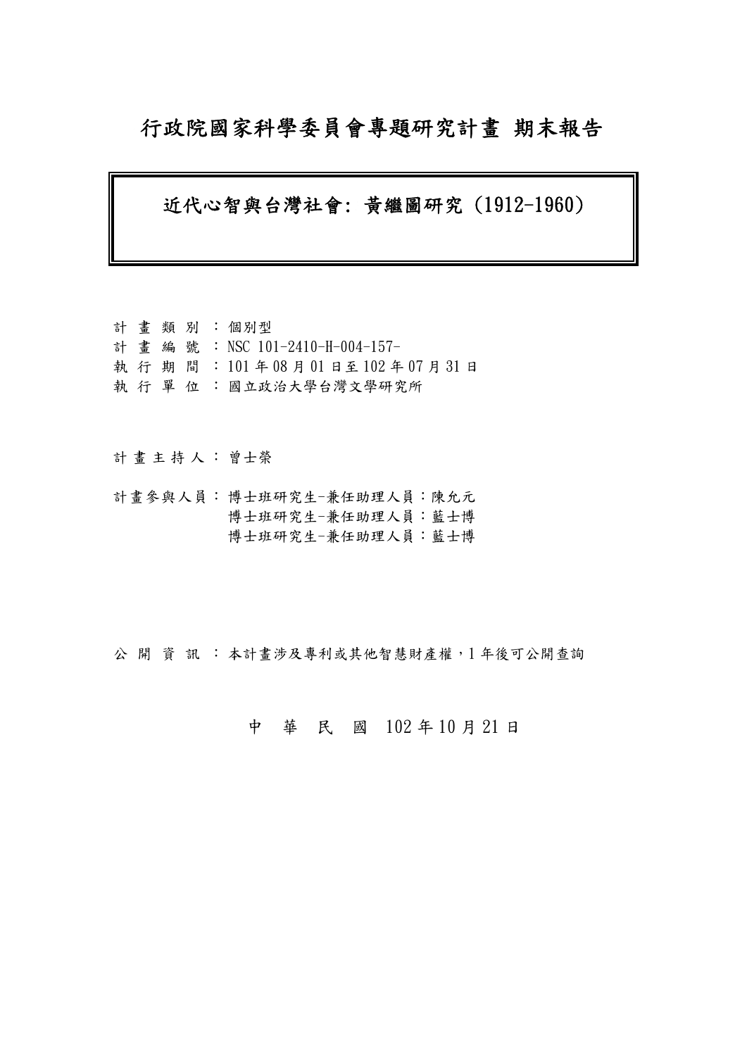# 行政院國家科學委員會專題研究計畫 期末報告

## 近代心智與台灣社會: 黃繼圖研究 (1912-1960)

計 畫 類 別 ：個別型
計 畫 編 號 ：NSC 101-2410-H-004-157-
執 行 期 間 ：101 年 08 月 01 日至 102 年 07 月 31 日
執 行 單 位 ：國立政治大學台灣文學研究所

計 畫 主 持 人 ：曾士榮

計畫參與人員：博士班研究生-兼任助理人員：陳允元
博士班研究生-兼任助理人員：藍士博
博士班研究生-兼任助理人員：藍士博

公 開 資 訊 ：本計畫涉及專利或其他智慧財產權，1 年後可公開查詢

中 華 民 國 102 年 10 月 21 日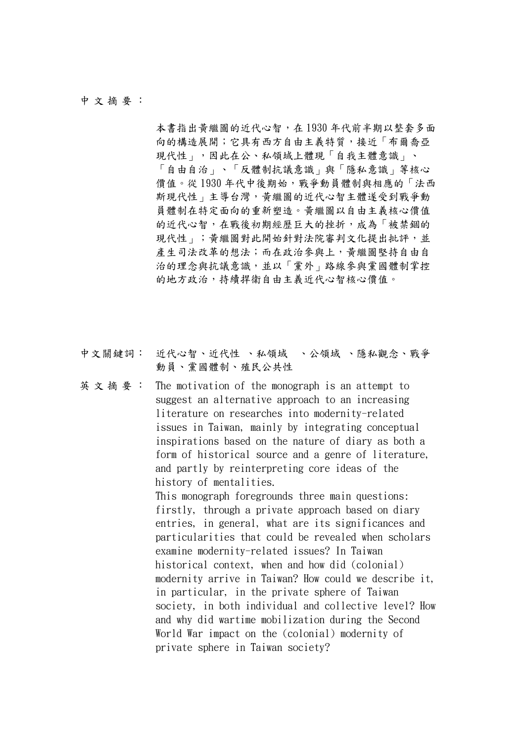中 文 摘 要 ：

本書指出黃繼圖的近代心智，在 1930 年代前半期以整套多面向的構造展開；它具有西方自由主義特質，接近「布爾喬亞現代性」，因此在公、私領域上體現「自我主體意識」、「自由自治」、「反體制抗議意識」與「隱私意識」等核心價值。從 1930 年代中後期始，戰爭動員體制與相應的「法西斯現代性」主導台灣，黃繼圖的近代心智主體遂受到戰爭動員體制在特定面向的重新塑造。黃繼圖以自由主義核心價值的近代心智，在戰後初期經歷巨大的挫折，成為「被禁錮的現代性」；黃繼圖對此開始針對法院審判文化提出批評，並產生司法改革的想法；而在政治參與上，黃繼圖堅持自由自治的理念與抗議意識，並以「黨外」路線參與黨國體制掌控的地方政治，持續捍衛自由主義近代心智核心價值。

中文關鍵詞： 近代心智、近代性 、私領域 、公領域 、隱私觀念、戰爭動員、黨國體制、殖民公共性

英 文 摘 要 ： The motivation of the monograph is an attempt to suggest an alternative approach to an increasing literature on researches into modernity-related issues in Taiwan, mainly by integrating conceptual inspirations based on the nature of diary as both a form of historical source and a genre of literature, and partly by reinterpreting core ideas of the history of mentalities.

This monograph foregrounds three main questions: firstly, through a private approach based on diary entries, in general, what are its significances and particularities that could be revealed when scholars examine modernity-related issues? In Taiwan historical context, when and how did (colonial) modernity arrive in Taiwan? How could we describe it, in particular, in the private sphere of Taiwan society, in both individual and collective level? How and why did wartime mobilization during the Second World War impact on the (colonial) modernity of private sphere in Taiwan society?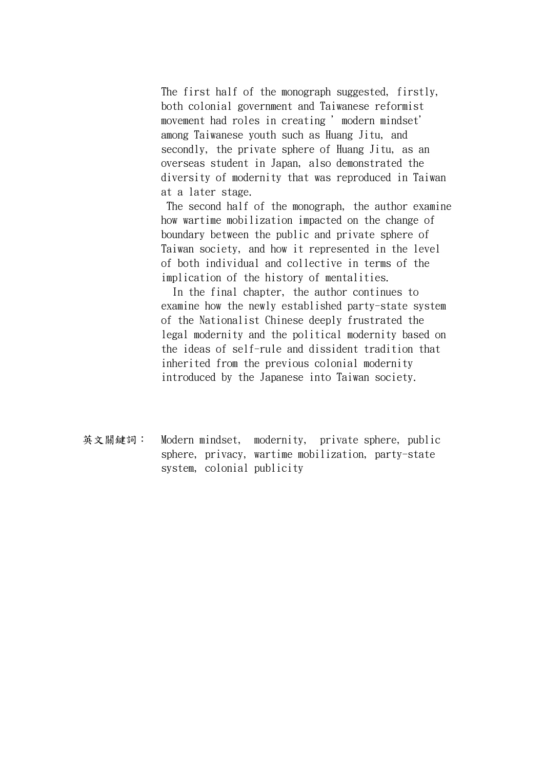The first half of the monograph suggested, firstly, both colonial government and Taiwanese reformist movement had roles in creating ' modern mindset' among Taiwanese youth such as Huang Jitu, and secondly, the private sphere of Huang Jitu, as an overseas student in Japan, also demonstrated the diversity of modernity that was reproduced in Taiwan at a later stage.

The second half of the monograph, the author examine how wartime mobilization impacted on the change of boundary between the public and private sphere of Taiwan society, and how it represented in the level of both individual and collective in terms of the implication of the history of mentalities.

In the final chapter, the author continues to examine how the newly established party-state system of the Nationalist Chinese deeply frustrated the legal modernity and the political modernity based on the ideas of self-rule and dissident tradition that inherited from the previous colonial modernity introduced by the Japanese into Taiwan society.

英文關鍵詞： Modern mindset, modernity, private sphere, public sphere, privacy, wartime mobilization, party-state system, colonial publicity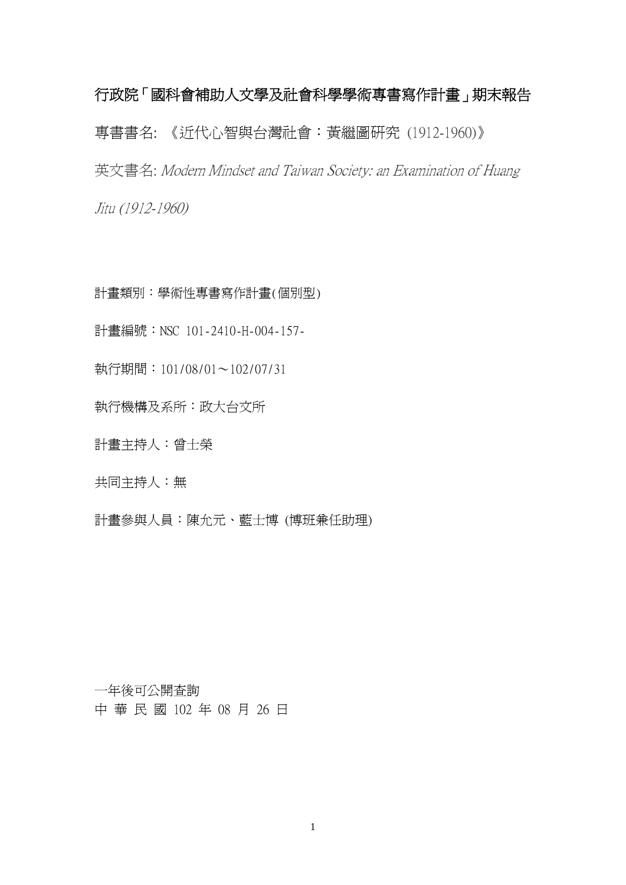# 行政院「國科會補助人文學及社會科學學術專書寫作計畫」期末報告

專書書名: 《近代心智與台灣社會：黃繼圖研究 (1912-1960)》

英文書名: *Modern Mindset and Taiwan Society: an Examination of Huang Jitu (1912-1960)*

計畫類別：學術性專書寫作計畫(個別型)

計畫編號：NSC 101-2410-H-004-157-

執行期間：101/08/01～102/07/31

執行機構及系所：政大台文所

計畫主持人：曾士榮

共同主持人：無

計畫參與人員：陳允元、藍士博 (博班兼任助理)

一年後可公開查詢

中 華 民 國 102 年 08 月 26 日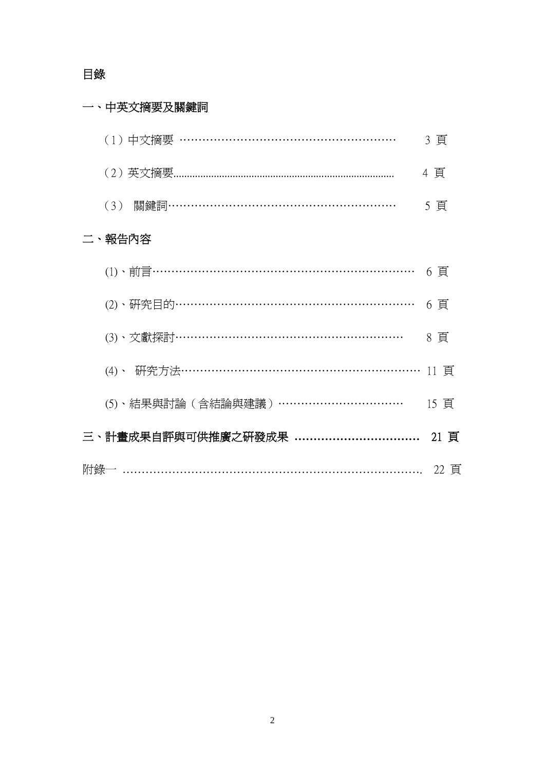# 目錄

## 一、中英文摘要及關鍵詞

（1）中文摘要 ………………………………………………… 3 頁

（2）英文摘要………………………………………………… 4 頁

（3） 關鍵詞………………………………………………… 5 頁

## 二、報告內容

(1)、前言…………………………………………………………… 6 頁

(2)、研究目的……………………………………………………… 6 頁

(3)、文獻探討…………………………………………………… 8 頁

(4)、 研究方法…………………………………………………… 11 頁

(5)、結果與討論（含結論與建議）…………………………… 15 頁

## 三、計畫成果自評與可供推廣之研發成果 …………………………… 21 頁

附錄一 ……………………………………………………………………. 22 頁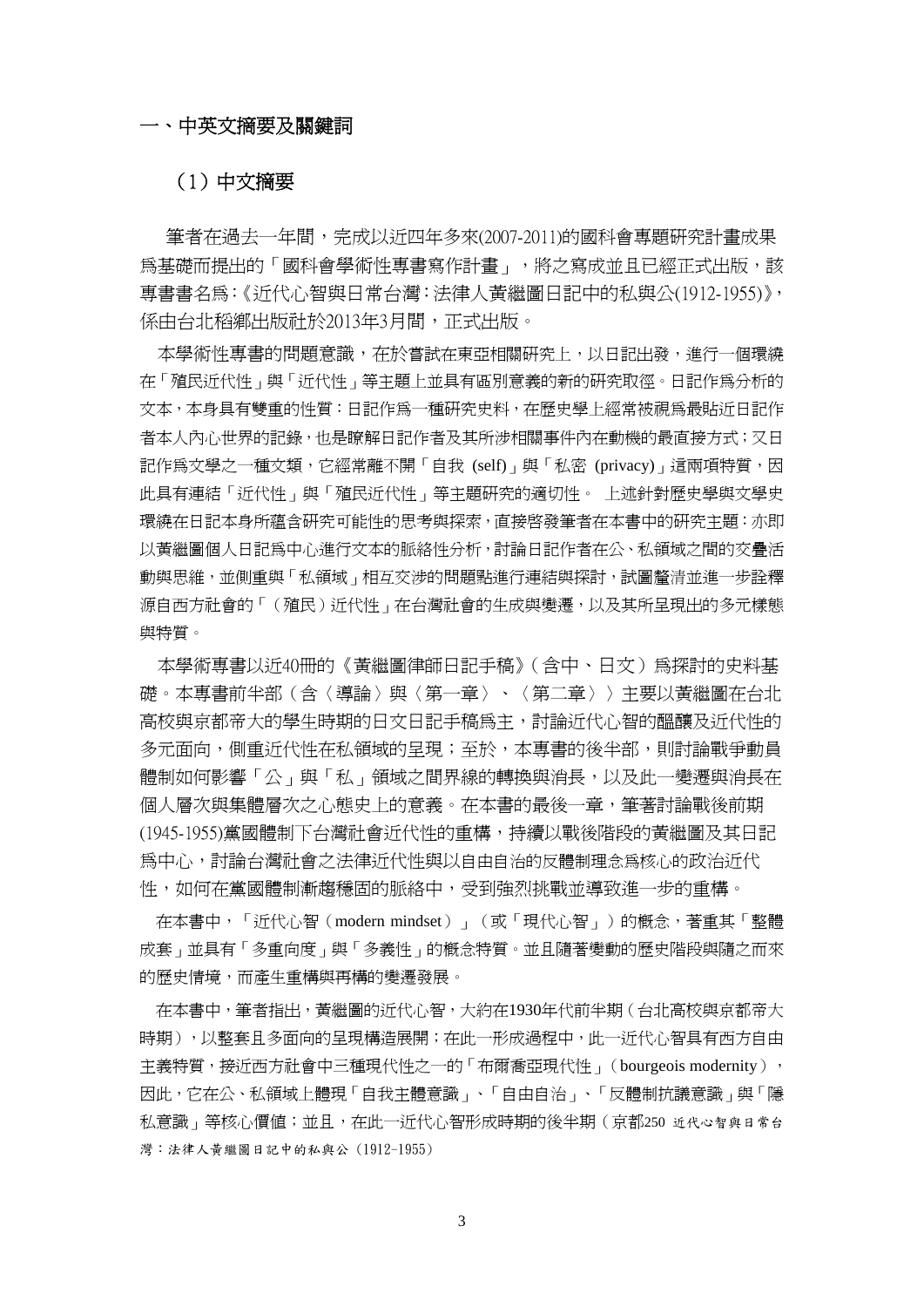## 一、中英文摘要及關鍵詞

### （1）中文摘要

筆者在過去一年間，完成以近四年多來(2007-2011)的國科會專題研究計畫成果爲基礎而提出的「國科會學術性專書寫作計畫」，將之寫成並且已經正式出版，該專書書名爲：《近代心智與日常台灣：法律人黃繼圖日記中的私與公(1912-1955)》，係由台北稻鄉出版社於2013年3月間，正式出版。

本學術性專書的問題意識，在於嘗試在東亞相關研究上，以日記出發，進行一個環繞在「殖民近代性」與「近代性」等主題上並具有區別意義的新的研究取徑。日記作爲分析的文本，本身具有雙重的性質：日記作爲一種研究史料，在歷史學上經常被視爲最貼近日記作者本人內心世界的記錄，也是瞭解日記作者及其所涉相關事件內在動機的最直接方式；又日記作爲文學之一種文類，它經常離不開「自我 (self)」與「私密 (privacy)」這兩項特質，因此具有連結「近代性」與「殖民近代性」等主題研究的適切性。 上述針對歷史學與文學史環繞在日記本身所蘊含研究可能性的思考與探索，直接啓發筆者在本書中的研究主題：亦即以黃繼圖個人日記爲中心進行文本的脈絡性分析，討論日記作者在公、私領域之間的交疊活動與思維，並側重與「私領域」相互交涉的問題點進行連結與探討，試圖釐清並進一步詮釋源自西方社會的「（殖民）近代性」在台灣社會的生成與變遷，以及其所呈現出的多元樣態與特質。

本學術專書以近40冊的《黃繼圖律師日記手稿》（含中、日文）爲探討的史料基礎。本專書前半部（含〈導論〉與〈第一章〉、〈第二章〉）主要以黃繼圖在台北高校與京都帝大的學生時期的日文日記手稿爲主，討論近代心智的醞釀及近代性的多元面向，側重近代性在私領域的呈現；至於，本專書的後半部，則討論戰爭動員體制如何影響「公」與「私」領域之間界線的轉換與消長，以及此一變遷與消長在個人層次與集體層次之心態史上的意義。在本書的最後一章，筆著討論戰後前期(1945-1955)黨國體制下台灣社會近代性的重構，持續以戰後階段的黃繼圖及其日記爲中心，討論台灣社會之法律近代性與以自由自治的反體制理念爲核心的政治近代性，如何在黨國體制漸趨穩固的脈絡中，受到強烈挑戰並導致進一步的重構。

在本書中，「近代心智（modern mindset）」（或「現代心智」）的概念，著重其「整體成套」並具有「多重向度」與「多義性」的概念特質。並且隨著變動的歷史階段與隨之而來的歷史情境，而產生重構與再構的變遷發展。

在本書中，筆者指出，黃繼圖的近代心智，大約在1930年代前半期（台北高校與京都帝大時期），以整套且多面向的呈現構造展開；在此一形成過程中，此一近代心智具有西方自由主義特質，接近西方社會中三種現代性之一的「布爾喬亞現代性」（bourgeois modernity），因此，它在公、私領域上體現「自我主體意識」、「自由自治」、「反體制抗議意識」與「隱私意識」等核心價值；並且，在此一近代心智形成時期的後半期（京都250 近代心智與日常台灣：法律人黃繼圖日記中的私與公（1912-1955）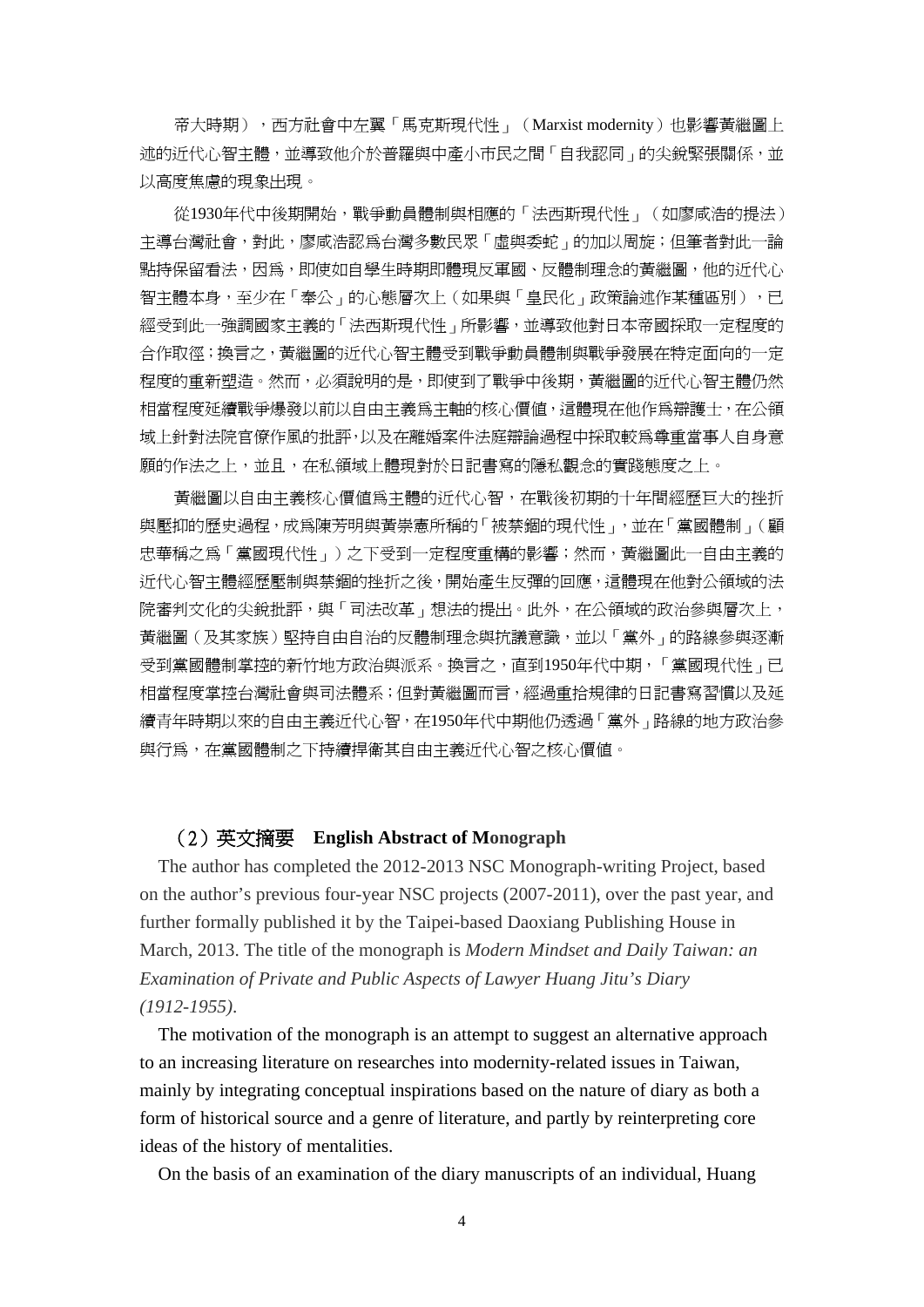帝大時期），西方社會中左翼「馬克斯現代性」（Marxist modernity）也影響黃繼圖上述的近代心智主體，並導致他介於普羅與中產小市民之間「自我認同」的尖銳緊張關係，並以高度焦慮的現象出現。

從1930年代中後期開始，戰爭動員體制與相應的「法西斯現代性」（如廖咸浩的提法）主導台灣社會，對此，廖咸浩認爲台灣多數民眾「虛與委蛇」的加以周旋；但筆者對此一論點持保留看法，因爲，即使如自學生時期即體現反軍國、反體制理念的黃繼圖，他的近代心智主體本身，至少在「奉公」的心態層次上（如果與「皇民化」政策論述作某種區別），已經受到此一強調國家主義的「法西斯現代性」所影響，並導致他對日本帝國採取一定程度的合作取徑；換言之，黃繼圖的近代心智主體受到戰爭動員體制與戰爭發展在特定面向的一定程度的重新塑造。然而，必須說明的是，即使到了戰爭中後期，黃繼圖的近代心智主體仍然相當程度延續戰爭爆發以前以自由主義爲主軸的核心價值，這體現在他作爲辯護士，在公領域上針對法院官僚作風的批評，以及在離婚案件法庭辯論過程中採取較爲尊重當事人自身意願的作法之上，並且，在私領域上體現對於日記書寫的隱私觀念的實踐態度之上。

黃繼圖以自由主義核心價值爲主體的近代心智，在戰後初期的十年間經歷巨大的挫折與壓抑的歷史過程，成爲陳芳明與黃崇憲所稱的「被禁錮的現代性」，並在「黨國體制」（顧忠華稱之爲「黨國現代性」）之下受到一定程度重構的影響；然而，黃繼圖此一自由主義的近代心智主體經歷壓制與禁錮的挫折之後，開始產生反彈的回應，這體現在他對公領域的法院審判文化的尖銳批評，與「司法改革」想法的提出。此外，在公領域的政治參與層次上，黃繼圖（及其家族）堅持自由自治的反體制理念與抗議意識，並以「黨外」的路線參與逐漸受到黨國體制掌控的新竹地方政治與派系。換言之，直到1950年代中期，「黨國現代性」已相當程度掌控台灣社會與司法體系；但對黃繼圖而言，經過重拾規律的日記書寫習慣以及延續青年時期以來的自由主義近代心智，在1950年代中期仍透過「黨外」路線的地方政治參與行爲，在黨國體制之下持續捍衛其自由主義近代心智之核心價值。

### （2）英文摘要　**English Abstract of Monograph**

The author has completed the 2012-2013 NSC Monograph-writing Project, based on the author's previous four-year NSC projects (2007-2011), over the past year, and further formally published it by the Taipei-based Daoxiang Publishing House in March, 2013. The title of the monograph is *Modern Mindset and Daily Taiwan: an Examination of Private and Public Aspects of Lawyer Huang Jitu's Diary (1912-1955)*.

The motivation of the monograph is an attempt to suggest an alternative approach to an increasing literature on researches into modernity-related issues in Taiwan, mainly by integrating conceptual inspirations based on the nature of diary as both a form of historical source and a genre of literature, and partly by reinterpreting core ideas of the history of mentalities.

On the basis of an examination of the diary manuscripts of an individual, Huang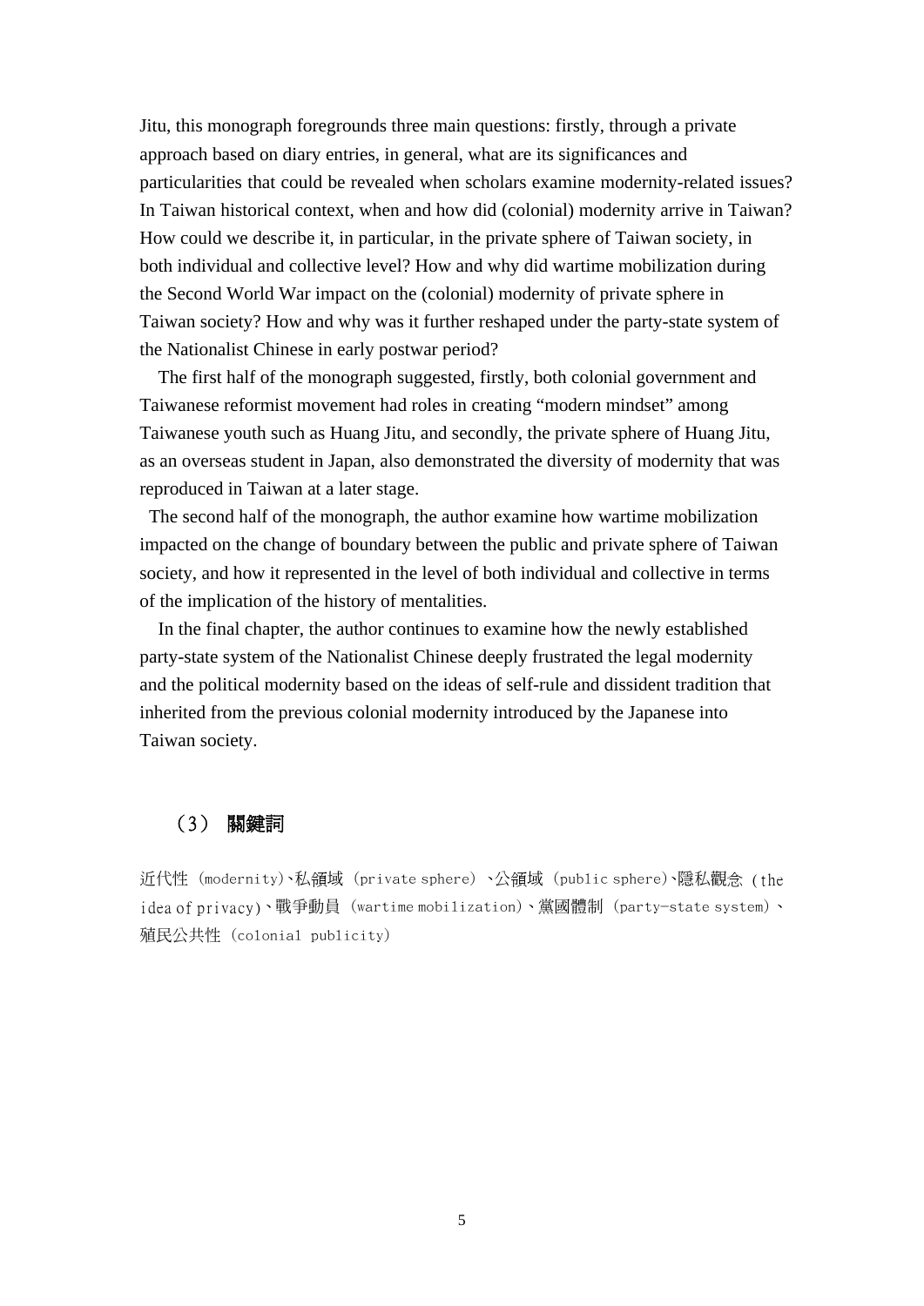Jitu, this monograph foregrounds three main questions: firstly, through a private approach based on diary entries, in general, what are its significances and particularities that could be revealed when scholars examine modernity-related issues? In Taiwan historical context, when and how did (colonial) modernity arrive in Taiwan? How could we describe it, in particular, in the private sphere of Taiwan society, in both individual and collective level? How and why did wartime mobilization during the Second World War impact on the (colonial) modernity of private sphere in Taiwan society? How and why was it further reshaped under the party-state system of the Nationalist Chinese in early postwar period?

The first half of the monograph suggested, firstly, both colonial government and Taiwanese reformist movement had roles in creating “modern mindset” among Taiwanese youth such as Huang Jitu, and secondly, the private sphere of Huang Jitu, as an overseas student in Japan, also demonstrated the diversity of modernity that was reproduced in Taiwan at a later stage.

The second half of the monograph, the author examine how wartime mobilization impacted on the change of boundary between the public and private sphere of Taiwan society, and how it represented in the level of both individual and collective in terms of the implication of the history of mentalities.

In the final chapter, the author continues to examine how the newly established party-state system of the Nationalist Chinese deeply frustrated the legal modernity and the political modernity based on the ideas of self-rule and dissident tradition that inherited from the previous colonial modernity introduced by the Japanese into Taiwan society.

## （3） 關鍵詞

近代性 (modernity)、私領域 (private sphere) 、公領域 (public sphere)、隱私觀念 (the idea of privacy)、戰爭動員 (wartime mobilization)、黨國體制 (party-state system)、殖民公共性 (colonial publicity)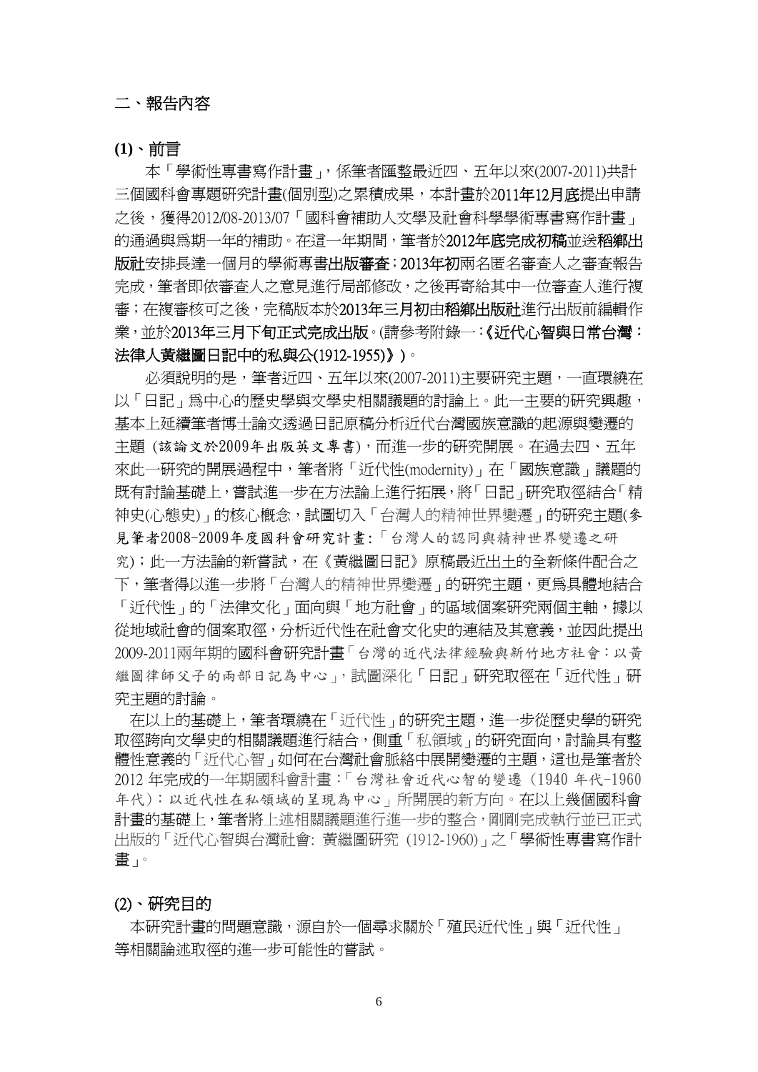## 二、報告內容

### (1)、前言

本「學術性專書寫作計畫」，係筆者匯整最近四、五年以來(2007-2011)共計三個國科會專題研究計畫(個別型)之累積成果，本計畫於**2011年12月底**提出申請之後，獲得2012/08-2013/07「國科會補助人文學及社會科學學術專書寫作計畫」的通過與為期一年的補助。在這一年期間，筆者於**2012年底完成初稿**並送**稻鄉出版社**安排長達一個月的學術專書**出版審查**；**2013年初**兩名匿名審查人之審查報告完成，筆者即依審查人之意見進行局部修改，之後再寄給其中一位審查人進行複審；在複審核可之後，完稿版本於**2013年三月初**由**稻鄉出版社**進行出版前編輯作業，並於**2013年三月下旬正式完成出版**。(請參考附錄一：**《近代心智與日常台灣：法律人黃繼圖日記中的私與公(1912-1955)》**)。

必須說明的是，筆者近四、五年以來(2007-2011)主要研究主題，一直環繞在以「日記」為中心的歷史學與文學史相關議題的討論上。此一主要的研究興趣，基本上延續筆者博士論文透過日記原稿分析近代台灣國族意識的起源與變遷的主題 (該論文於2009年出版英文專書)，而進一步的研究開展。在過去四、五年來此一研究的開展過程中，筆者將「近代性(modernity)」在「國族意識」議題的既有討論基礎上，嘗試進一步在方法論上進行拓展，將「日記」研究取徑結合「精神史(心態史)」的核心概念，試圖切入「台灣人的精神世界變遷」的研究主題(參見筆者2008-2009年度國科會研究計畫:「台灣人的認同與精神世界變遷之研究)；此一方法論的新嘗試，在《黃繼圖日記》原稿最近出土的全新條件配合之下，筆者得以進一步將「台灣人的精神世界變遷」的研究主題，更為具體地結合「近代性」的「法律文化」面向與「地方社會」的區域個案研究兩個主軸，據以從地域社會的個案取徑，分析近代性在社會文化史的連結及其意義，並因此提出2009-2011兩年期的國科會研究計畫「台灣的近代法律經驗與新竹地方社會：以黃繼圖律師父子的兩部日記為中心」，試圖深化「日記」研究取徑在「近代性」研究主題的討論。

在以上的基礎上，筆者環繞在「近代性」的研究主題，進一步從歷史學的研究取徑跨向文學史的相關議題進行結合，側重「私領域」的研究面向，討論具有整體性意義的「近代心智」如何在台灣社會脈絡中展開變遷的主題，這也是筆者於2012 年完成的一年期國科會計畫：「台灣社會近代心智的變遷 (1940 年代-1960 年代)：以近代性在私領域的呈現為中心」所開展的新方向。在以上幾個國科會計畫的基礎上，筆者將上述相關議題進行進一步的整合，剛剛完成執行並已正式出版的「近代心智與台灣社會: 黃繼圖研究 (1912-1960)」之「學術性專書寫作計畫」。

### (2)、研究目的

本研究計畫的問題意識，源自於一個尋求關於「殖民近代性」與「近代性」等相關論述取徑的進一步可能性的嘗試。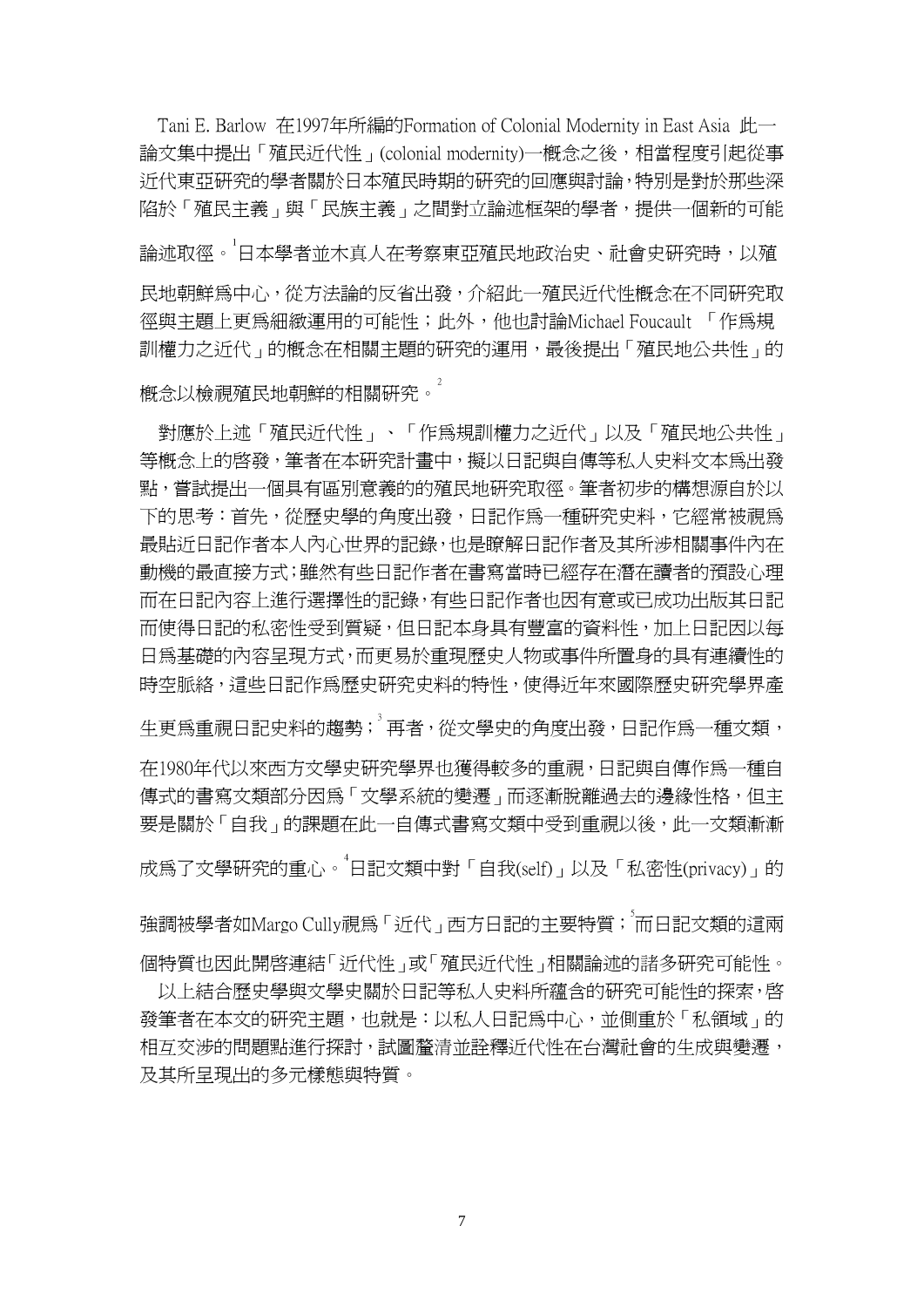Tani E. Barlow 在1997年所編的Formation of Colonial Modernity in East Asia 此一論文集中提出「殖民近代性」(colonial modernity)一概念之後，相當程度引起從事近代東亞研究的學者關於日本殖民時期的研究的回應與討論，特別是對於那些深陷於「殖民主義」與「民族主義」之間對立論述框架的學者，提供一個新的可能論述取徑。[1]日本學者並木真人在考察東亞殖民地政治史、社會史研究時，以殖民地朝鮮為中心，從方法論的反省出發，介紹此一殖民近代性概念在不同研究取徑與主題上更為細緻運用的可能性；此外，他也討論Michael Foucault 「作為規訓權力之近代」的概念在相關主題的研究的運用，最後提出「殖民地公共性」的概念以檢視殖民地朝鮮的相關研究。[2]

對應於上述「殖民近代性」、「作為規訓權力之近代」以及「殖民地公共性」等概念上的啟發，筆者在本研究計畫中，擬以日記與自傳等私人史料文本為出發點，嘗試提出一個具有區別意義的的殖民地研究取徑。筆者初步的構想源自於以下的思考：首先，從歷史學的角度出發，日記作為一種研究史料，它經常被視為最貼近日記作者本人內心世界的記錄，也是瞭解日記作者及其所涉相關事件內在動機的最直接方式；雖然有些日記作者在書寫當時已經存在潛在讀者的預設心理而在日記內容上進行選擇性的記錄，有些日記作者也因有意或已成功出版其日記而使得日記的私密性受到質疑，但日記本身具有豐富的資料性，加上日記因以每日為基礎的內容呈現方式，而更易於重現歷史人物或事件所置身的具有連續性的時空脈絡，這些日記作為歷史研究史料的特性，使得近年來國際歷史研究學界產生更為重視日記史料的趨勢；[3] 再者，從文學史的角度出發，日記作為一種文類，在1980年代以來西方文學史研究學界也獲得較多的重視，日記與自傳作為一種自傳式的書寫文類部分因為「文學系統的變遷」而逐漸脫離過去的邊緣性格，但主要是關於「自我」的課題在此一自傳式書寫文類中受到重視以後，此一文類漸漸成為了文學研究的重心。[4]日記文類中對「自我(self)」以及「私密性(privacy)」的強調被學者如Margo Cully視為「近代」西方日記的主要特質；[5]而日記文類的這兩個特質也因此開啟連結「近代性」或「殖民近代性」相關論述的諸多研究可能性。

以上結合歷史學與文學史關於日記等私人史料所蘊含的研究可能性的探索，啟發筆者在本文的研究主題，也就是：以私人日記為中心，並側重於「私領域」的相互交涉的問題點進行探討，試圖釐清並詮釋近代性在台灣社會的生成與變遷，及其所呈現出的多元樣態與特質。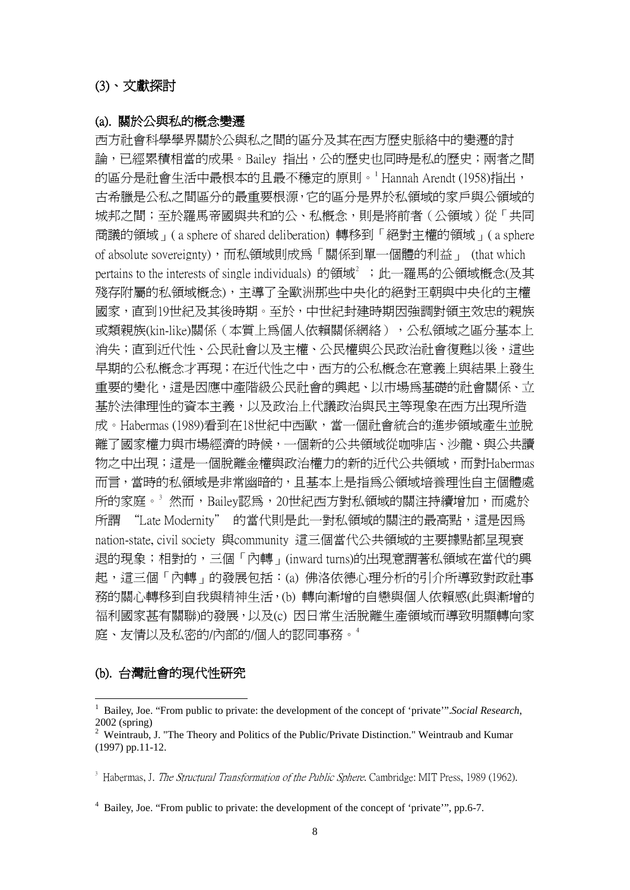## (3)、文獻探討

### (a). 關於公與私的概念變遷

西方社會科學學界關於公與私之間的區分及其在西方歷史脈絡中的變遷的討論，已經累積相當的成果。Bailey 指出，公的歷史也同時是私的歷史；兩者之間的區分是社會生活中最根本的且最不穩定的原則。[1] Hannah Arendt (1958)指出，古希臘是公私之間區分的最重要根源，它的區分是界於私領域的家戶與公領域的城邦之間；至於羅馬帝國與共和的公、私概念，則是將前者（公領域）從「共同商議的領域」( a sphere of shared deliberation) 轉移到「絕對主權的領域」( a sphere of absolute sovereignty)，而私領域則成為「關係到單一個體的利益」 (that which pertains to the interests of single individuals) 的領域[2] ；此一羅馬的公領域概念(及其殘存附屬的私領域概念)，主導了全歐洲那些中央化的絕對王朝與中央化的主權國家，直到19世紀及其後時期。至於，中世紀封建時期因強調對領主效忠的親族或類親族(kin-like)關係（本質上為個人依賴關係網絡），公私領域之區分基本上消失；直到近代性、公民社會以及主權、公民權與公民政治社會復甦以後，這些早期的公私概念才再現；在近代性之中，西方的公私概念在意義上與結果上發生重要的變化，這是因應中產階級公民社會的興起、以市場為基礎的社會關係、立基於法律理性的資本主義，以及政治上代議政治與民主等現象在西方出現所造成。Habermas (1989)看到在18世紀中西歐，當一個社會統合的進步領域產生並脫離了國家權力與市場經濟的時候，一個新的公共領域從咖啡店、沙龍、與公共讀物之中出現；這是一個脫離金權與政治權力的新的近代公共領域，而對Habermas而言，當時的私領域是非常幽暗的，且基本上是指為公領域培養理性自主個體處所的家庭。[3] 然而，Bailey認為，20世紀西方對私領域的關注持續增加，而處於所謂 "Late Modernity" 的當代則是此一對私領域的關注的最高點，這是因為nation-state, civil society 與community 這三個當代公共領域的主要據點都呈現衰退的現象；相對的，三個「內轉」(inward turns)的出現意謂著私領域在當代的興起，這三個「內轉」的發展包括：(a) 佛洛依德心理分析的引介所導致對政社事務的關心轉移到自我與精神生活，(b) 轉向漸增的自戀與個人依賴感(此與漸增的福利國家甚有關聯)的發展，以及(c) 因日常生活脫離生產領域而導致明顯轉向家庭、友情以及私密的/內部的/個人的認同事務。[4]

### (b). 台灣社會的現代性研究

---

[1] Bailey, Joe. "From public to private: the development of the concept of 'private'".*Social Research*, 2002 (spring)

[2] Weintraub, J. "The Theory and Politics of the Public/Private Distinction." Weintraub and Kumar (1997) pp.11-12.

[3] Habermas, J. *The Structural Transformation of the Public Sphere*. Cambridge: MIT Press, 1989 (1962).

[4] Bailey, Joe. "From public to private: the development of the concept of 'private'", pp.6-7.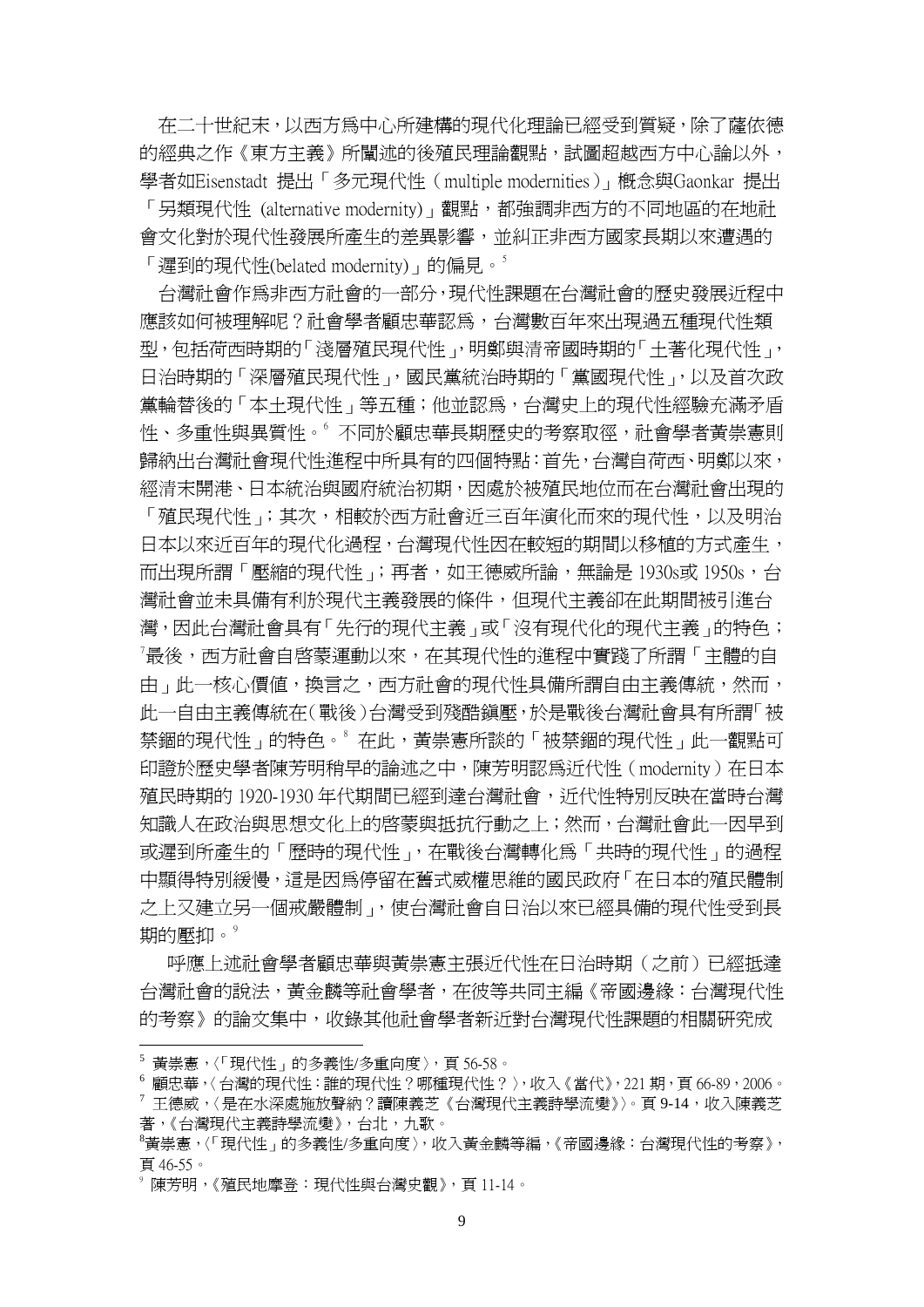在二十世紀末，以西方為中心所建構的現代化理論已經受到質疑，除了薩依德的經典之作《東方主義》所闡述的後殖民理論觀點，試圖超越西方中心論以外，學者如Eisenstadt 提出「多元現代性（multiple modernities）」概念與Gaonkar 提出「另類現代性 (alternative modernity)」觀點，都強調非西方的不同地區的在地社會文化對於現代性發展所產生的差異影響，並糾正非西方國家長期以來遭遇的「遲到的現代性(belated modernity)」的偏見。[5]

台灣社會作為非西方社會的一部分，現代性課題在台灣社會的歷史發展近程中應該如何被理解呢？社會學者顧忠華認為，台灣數百年來出現過五種現代性類型，包括荷西時期的「淺層殖民現代性」，明鄭與清帝國時期的「土著化現代性」，日治時期的「深層殖民現代性」，國民黨統治時期的「黨國現代性」，以及首次政黨輪替後的「本土現代性」等五種；他並認為，台灣史上的現代性經驗充滿矛盾性、多重性與異質性。[6] 不同於顧忠華長期歷史的考察取徑，社會學者黃崇憲則歸納出台灣社會現代性進程中所具有的四個特點：首先，台灣自荷西、明鄭以來，經清末開港、日本統治與國府統治初期，因處於被殖民地位而在台灣社會出現的「殖民現代性」；其次，相較於西方社會近三百年演化而來的現代性，以及明治日本以來近百年的現代化過程，台灣現代性因在較短的期間以移植的方式產生，而出現所謂「壓縮的現代性」；再者，如王德威所論，無論是 1930s或 1950s，台灣社會並未具備有利於現代主義發展的條件，但現代主義卻在此期間被引進台灣，因此台灣社會具有「先行的現代主義」或「沒有現代化的現代主義」的特色；[7]最後，西方社會自啓蒙運動以來，在其現代性的進程中實踐了所謂「主體的自由」此一核心價值，換言之，西方社會的現代性具備所謂自由主義傳統，然而，此一自由主義傳統在(戰後)台灣受到殘酷鎮壓，於是戰後台灣社會具有所謂「被禁錮的現代性」的特色。[8] 在此，黃崇憲所談的「被禁錮的現代性」此一觀點可印證於歷史學者陳芳明稍早的論述之中，陳芳明認為近代性（modernity）在日本殖民時期的 1920-1930 年代期間已經到達台灣社會，近代性特別反映在當時台灣知識人在政治與思想文化上的啓蒙與抵抗行動之上；然而，台灣社會此一因早到或遲到所產生的「歷時的現代性」，在戰後台灣轉化為「共時的現代性」的過程中顯得特別緩慢，這是因為停留在舊式威權思維的國民政府「在日本的殖民體制之上又建立另一個戒嚴體制」，使台灣社會自日治以來已經具備的現代性受到長期的壓抑。[9]

呼應上述社會學者顧忠華與黃崇憲主張近代性在日治時期（之前）已經抵達台灣社會的說法，黃金麟等社會學者，在彼等共同主編《帝國邊緣：台灣現代性的考察》的論文集中，收錄其他社會學者新近對台灣現代性課題的相關研究成

---

[5] 黃崇憲，〈「現代性」的多義性/多重向度〉，頁 56-58。

[6] 顧忠華，〈台灣的現代性：誰的現代性？哪種現代性？〉，收入《當代》，221 期，頁 66-89，2006。

[7] 王德威，〈是在水深處施放聲納？讀陳義芝《台灣現代主義詩學流變》〉。頁 9-14，收入陳義芝著，《台灣現代主義詩學流變》，台北，九歌。

[8]黃崇憲，〈「現代性」的多義性/多重向度〉，收入黃金麟等編，《帝國邊緣：台灣現代性的考察》，頁 46-55。

[9] 陳芳明，《殖民地摩登：現代性與台灣史觀》，頁 11-14。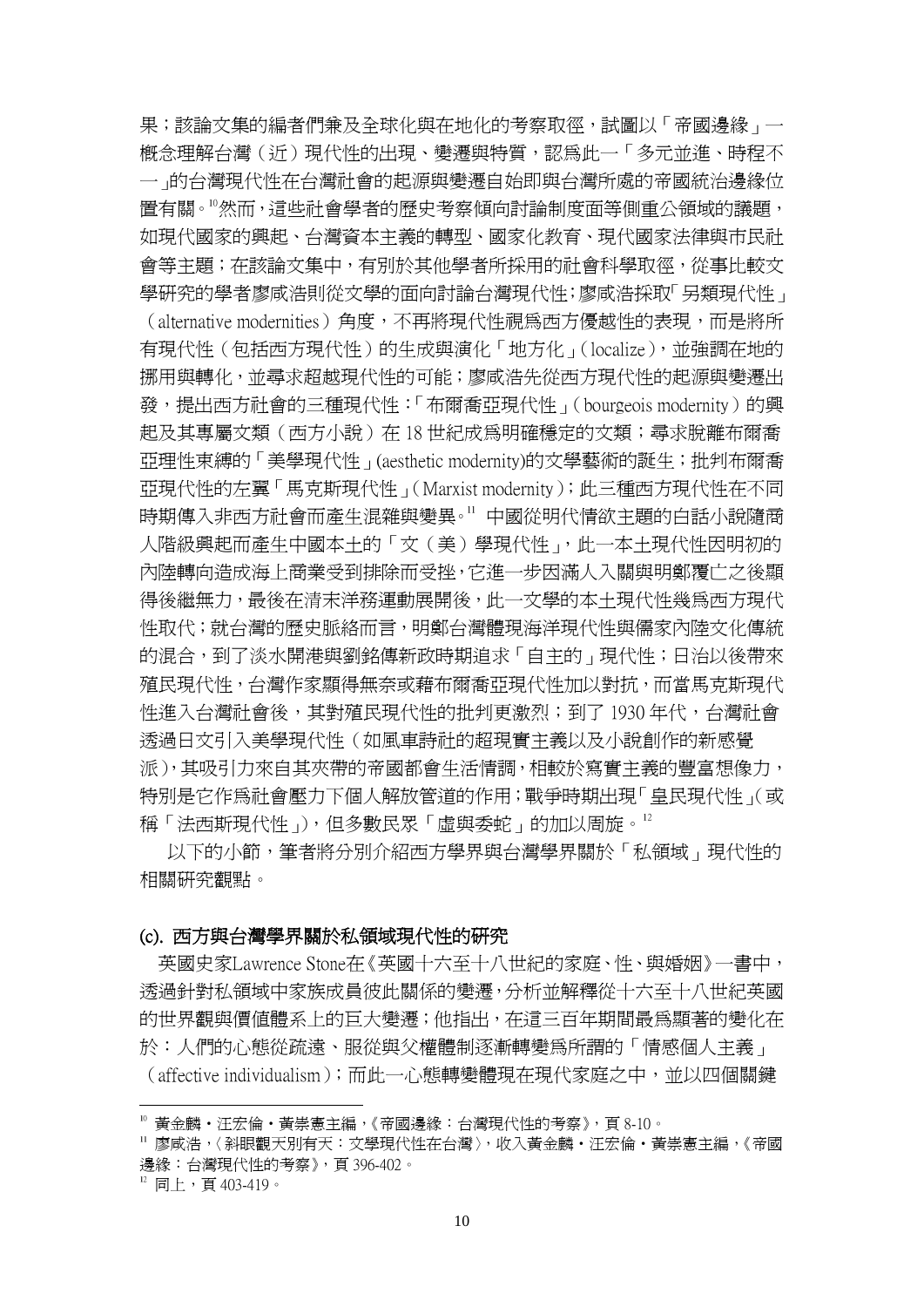果；該論文集的編者們兼及全球化與在地化的考察取徑，試圖以「帝國邊緣」一概念理解台灣（近）現代性的出現、變遷與特質，認爲此一「多元並進、時程不一」的台灣現代性在台灣社會的起源與變遷自始即與台灣所處的帝國統治邊緣位置有關。[10]然而，這些社會學者的歷史考察傾向討論制度面等側重公領域的議題，如現代國家的興起、台灣資本主義的轉型、國家化教育、現代國家法律與市民社會等主題；在該論文集中，有別於其他學者所採用的社會科學取徑，從事比較文學研究的學者廖咸浩則從文學的面向討論台灣現代性；廖咸浩採取「另類現代性」（alternative modernities）角度，不再將現代性視爲西方優越性的表現，而是將所有現代性（包括西方現代性）的生成與演化「地方化」（localize），並強調在地的挪用與轉化，並尋求超越現代性的可能；廖咸浩先從西方現代性的起源與變遷出發，提出西方社會的三種現代性：「布爾喬亞現代性」（bourgeois modernity）的興起及其專屬文類（西方小說）在 18 世紀成爲明確穩定的文類；尋求脫離布爾喬亞理性束縛的「美學現代性」(aesthetic modernity)的文學藝術的誕生；批判布爾喬亞現代性的左翼「馬克斯現代性」（Marxist modernity）；此三種西方現代性在不同時期傳入非西方社會而產生混雜與變異。[11] 中國從明代情欲主題的白話小說隨商人階級興起而產生中國本土的「文（美）學現代性」，此一本土現代性因明初的內陸轉向造成海上商業受到排除而受挫，它進一步因滿人入關與明鄭覆亡之後顯得後繼無力，最後在清末洋務運動展開後，此一文學的本土現代性幾爲西方現代性取代；就台灣的歷史脈絡而言，明鄭台灣體現海洋現代性與儒家內陸文化傳統的混合，到了淡水開港與劉銘傳新政時期追求「自主的」現代性；日治以後帶來殖民現代性，台灣作家顯得無奈或藉布爾喬亞現代性加以對抗，而當馬克斯現代性進入台灣社會後，其對殖民現代性的批判更激烈；到了 1930 年代，台灣社會透過日文引入美學現代性（如風車詩社的超現實主義以及小說創作的新感覺派），其吸引力來自其夾帶的帝國都會生活情調，相較於寫實主義的豐富想像力，特別是它作爲社會壓力下個人解放管道的作用；戰爭時期出現「皇民現代性」（或稱「法西斯現代性」），但多數民眾「虛與委蛇」的加以周旋。[12]

以下的小節，筆者將分別介紹西方學界與台灣學界關於「私領域」現代性的相關研究觀點。

### (c). 西方與台灣學界關於私領域現代性的研究

英國史家Lawrence Stone在《英國十六至十八世紀的家庭、性、與婚姻》一書中，透過針對私領域中家族成員彼此關係的變遷，分析並解釋從十六至十八世紀英國的世界觀與價值體系上的巨大變遷；他指出，在這三百年期間最爲顯著的變化在於：人們的心態從疏遠、服從與父權體制逐漸轉變爲所謂的「情感個人主義」（affective individualism）；而此一心態轉變體現在現代家庭之中，並以四個關鍵

---

[10] 黃金麟‧汪宏倫‧黃崇憲主編，《帝國邊緣：台灣現代性的考察》，頁 8-10。

[11] 廖咸浩，〈斜眼觀天別有天：文學現代性在台灣〉，收入黃金麟‧汪宏倫‧黃崇憲主編，《帝國邊緣：台灣現代性的考察》，頁 396-402。

[12] 同上，頁 403-419。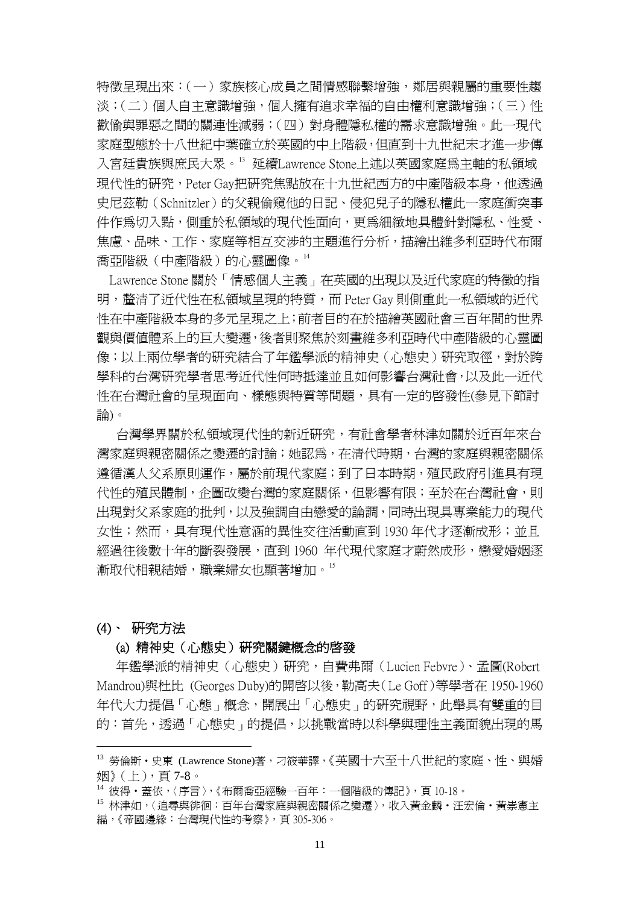特徵呈現出來：(一) 家族核心成員之間情感聯繫增強，鄰居與親屬的重要性趨淡；(二) 個人自主意識增強，個人擁有追求幸福的自由權利意識增強；(三) 性歡愉與罪惡之間的關連性減弱；(四) 對身體隱私權的需求意識增強。此一現代家庭型態於十八世紀中葉確立於英國的中上階級，但直到十九世紀末才進一步傳入宮廷貴族與庶民大眾。[13] 延續Lawrence Stone上述以英國家庭為主軸的私領域現代性的研究，Peter Gay把研究焦點放在十九世紀西方的中產階級本身，他透過史尼茲勒 (Schnitzler) 的父親偷窺他的日記、侵犯兒子的隱私權此一家庭衝突事件作為切入點，側重於私領域的現代性面向，更為細緻地具體針對隱私、性愛、焦慮、品味、工作、家庭等相互交涉的主題進行分析，描繪出維多利亞時代布爾喬亞階級 (中產階級) 的心靈圖像。[14]

Lawrence Stone 關於「情感個人主義」在英國的出現以及近代家庭的特徵的指明，釐清了近代性在私領域呈現的特質，而 Peter Gay 則側重此一私領域的近代性在中產階級本身的多元呈現之上；前者目的在於描繪英國社會三百年間的世界觀與價值體系上的巨大變遷，後者則聚焦於刻畫維多利亞時代中產階級的心靈圖像；以上兩位學者的研究結合了年鑑學派的精神史 (心態史) 研究取徑，對於跨學科的台灣研究學者思考近代性何時抵達並且如何影響台灣社會，以及此一近代性在台灣社會的呈現面向、樣態與特質等問題，具有一定的啟發性(參見下節討論)。

台灣學界關於私領域現代性的新近研究，有社會學者林津如關於近百年來台灣家庭與親密關係之變遷的討論；她認為，在清代時期，台灣的家庭與親密關係遵循漢人父系原則運作，屬於前現代家庭；到了日本時期，殖民政府引進具有現代性的殖民體制，企圖改變台灣的家庭關係，但影響有限；至於在台灣社會，則出現對父系家庭的批判，以及強調自由戀愛的論調，同時出現具專業能力的現代女性；然而，具有現代性意涵的異性交往活動直到 1930 年代才逐漸成形；並且經過往後數十年的斷裂發展，直到 1960 年代現代家庭才蔚然成形，戀愛婚姻逐漸取代相親結婚，職業婦女也顯著增加。[15]

## (4)、 研究方法

### (a) 精神史 (心態史) 研究關鍵概念的啟發

年鑑學派的精神史 (心態史) 研究，自費弗爾 (Lucien Febvre)、孟圖(Robert Mandrou)與杜比 (Georges Duby)的開啟以後，勒高夫 (Le Goff) 等學者在 1950-1960 年代大力提倡「心態」概念，開展出「心態史」的研究視野，此舉具有雙重的目的：首先，透過「心態史」的提倡，以挑戰當時以科學與理性主義面貌出現的馬

---

[13] 勞倫斯・史東 (Lawrence Stone)著，刁筱華譯，《英國十六至十八世紀的家庭、性、與婚姻》(上)，頁 7-8。

[14] 彼得・蓋依，〈序言〉，《布爾喬亞經驗一百年：一個階級的傳記》，頁 10-18。

[15] 林津如，〈追尋與徘徊：百年台灣家庭與親密關係之變遷〉，收入黃金麟・汪宏倫・黃崇憲主編，《帝國邊緣：台灣現代性的考察》，頁 305-306。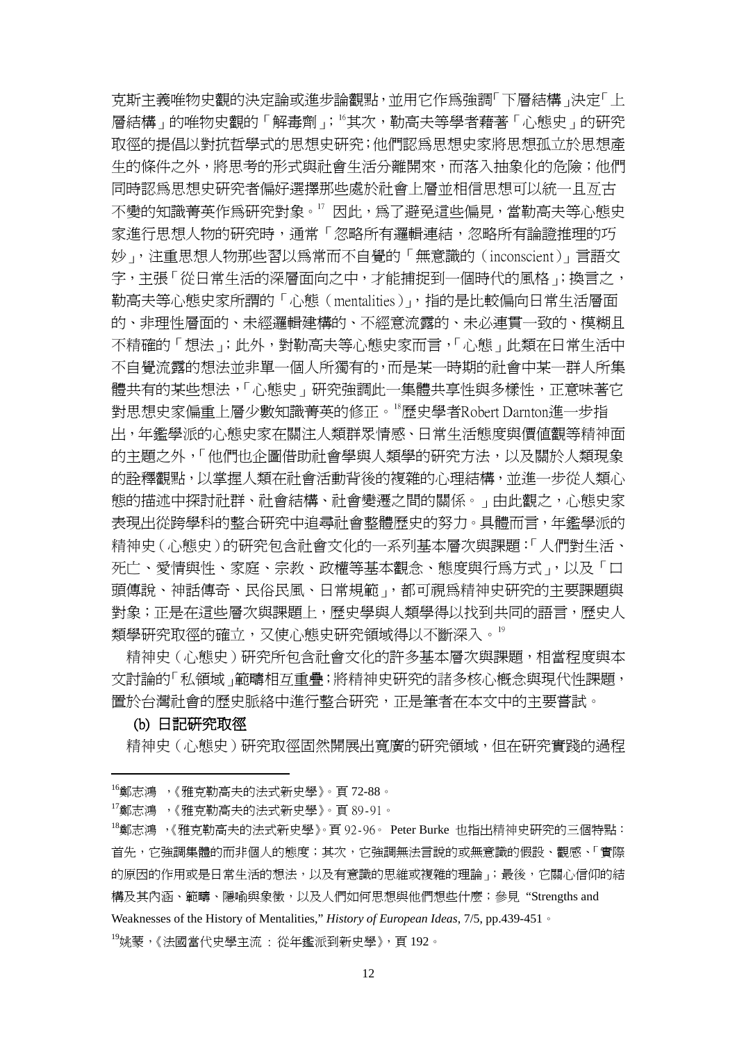克斯主義唯物史觀的決定論或進步論觀點，並用它作爲強調「下層結構」決定「上層結構」的唯物史觀的「解毒劑」；[16]其次，勒高夫等學者藉著「心態史」的研究取徑的提倡以對抗哲學式的思想史研究；他們認爲思想史家將思想孤立於思想產生的條件之外，將思考的形式與社會生活分離開來，而落入抽象化的危險；他們同時認爲思想史研究者偏好選擇那些處於社會上層並相信思想可以統一且亙古不變的知識菁英作爲研究對象。[17] 因此，爲了避免這些偏見，當勒高夫等心態史家進行思想人物的研究時，通常「忽略所有邏輯連結，忽略所有論證推理的巧妙」，注重思想人物那些習以爲常而不自覺的「無意識的（inconscient）」言語文字，主張「從日常生活的深層面向之中，才能捕捉到一個時代的風格」；換言之，勒高夫等心態史家所謂的「心態（mentalities）」，指的是比較偏向日常生活層面的、非理性層面的、未經邏輯建構的、不經意流露的、未必連貫一致的、模糊且不精確的「想法」；此外，對勒高夫等心態史家而言，「心態」此類在日常生活中不自覺流露的想法並非單一個人所獨有的，而是某一時期的社會中某一群人所集體共有的某些想法，「心態史」研究強調此一集體共享性與多樣性，正意味著它對思想史家偏重上層少數知識菁英的修正。[18]歷史學者Robert Darnton進一步指出，年鑑學派的心態史家在關注人類群眾情感、日常生活態度與價值觀等精神面的主題之外，「他們也企圖借助社會學與人類學的研究方法，以及關於人類現象的詮釋觀點，以掌握人類在社會活動背後的複雜的心理結構，並進一步從人類心態的描述中探討社群、社會結構、社會變遷之間的關係。」由此觀之，心態史家表現出從跨學科的整合研究中追尋社會整體歷史的努力。具體而言，年鑑學派的精神史（心態史）的研究包含社會文化的一系列基本層次與課題：「人們對生活、死亡、愛情與性、家庭、宗教、政權等基本觀念、態度與行爲方式」，以及「口頭傳說、神話傳奇、民俗民風、日常規範」，都可視爲精神史研究的主要課題與對象；正是在這些層次與課題上，歷史學與人類學得以找到共同的語言，歷史人類學研究取徑的確立，又使心態史研究領域得以不斷深入。[19]

精神史（心態史）研究所包含社會文化的許多基本層次與課題，相當程度與本文討論的「私領域」範疇相互重疊；將精神史研究的諸多核心概念與現代性課題，置於台灣社會的歷史脈絡中進行整合研究，正是筆者在本文中的主要嘗試。

### (b) 日記研究取徑

精神史（心態史）研究取徑固然開展出寬廣的研究領域，但在研究實踐的過程

---

[16]鄭志鴻 ，《雅克勒高夫的法式新史學》。頁 72-88。

[17]鄭志鴻 ，《雅克勒高夫的法式新史學》。頁 89-91。

[18]鄭志鴻 ，《雅克勒高夫的法式新史學》。頁 92-96。 Peter Burke 也指出精神史研究的三個特點：首先，它強調集體的而非個人的態度；其次，它強調無法言說的或無意識的假設、觀感、「實際的原因的作用或是日常生活的想法，以及有意識的思維或複雜的理論」；最後，它關心信仰的結構及其內涵、範疇、隱喻與象徵，以及人們如何思想與他們想些什麼；參見 "Strengths and Weaknesses of the History of Mentalities," *History of European Ideas*, 7/5, pp.439-451。

[19]姚蒙，《法國當代史學主流：從年鑑派到新史學》，頁 192。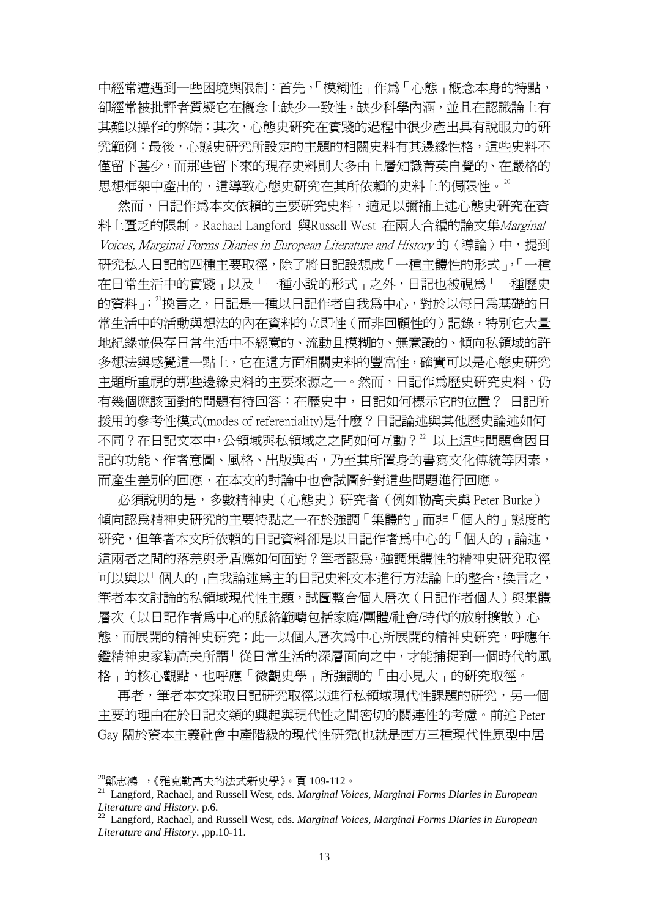中經常遭遇到一些困境與限制：首先，「模糊性」作爲「心態」概念本身的特點，卻經常被批評者質疑它在概念上缺少一致性，缺少科學內涵，並且在認識論上有其難以操作的弊端；其次，心態史研究在實踐的過程中很少產出具有說服力的研究範例；最後，心態史研究所設定的主題的相關史料有其邊緣性格，這些史料不僅留下甚少，而那些留下來的現存史料則大多由上層知識菁英自覺的、在嚴格的思想框架中產出的，這導致心態史研究在其所依賴的史料上的侷限性。[20]

然而，日記作爲本文依賴的主要研究史料，適足以彌補上述心態史研究在資料上匱乏的限制。Rachael Langford 與Russell West 在兩人合編的論文集*Marginal Voices, Marginal Forms Diaries in European Literature and History* 的〈導論〉中，提到研究私人日記的四種主要取徑，除了將日記設想成「一種主體性的形式」,「一種在日常生活中的實踐」以及「一種小說的形式」之外，日記也被視爲「一種歷史的資料」；[21]換言之，日記是一種以日記作者自我爲中心，對於以每日爲基礎的日常生活中的活動與想法的內在資料的立即性（而非回顧性的）記錄，特別它大量地紀錄並保存日常生活中不經意的、流動且模糊的、無意識的、傾向私領域的許多想法與感覺這一點上，它在這方面相關史料的豐富性，確實可以是心態史研究主題所重視的那些邊緣史料的主要來源之一。然而，日記作爲歷史研究史料，仍有幾個應該面對的問題有待回答：在歷史中，日記如何標示它的位置？ 日記所援用的參考性模式(modes of referentiality)是什麼？日記論述與其他歷史論述如何不同？在日記文本中，公領域與私領域之之間如何互動？[22] 以上這些問題會因日記的功能、作者意圖、風格、出版與否，乃至其所置身的書寫文化傳統等因素，而產生差別的回應，在本文的討論中也會試圖針對這些問題進行回應。

必須說明的是，多數精神史（心態史）研究者（例如勒高夫與 Peter Burke）傾向認爲精神史研究的主要特點之一在於強調「集體的」而非「個人的」態度的研究，但筆者本文所依賴的日記資料卻是以日記作者爲中心的「個人的」論述，這兩者之間的落差與矛盾應如何面對？筆者認爲，強調集體性的精神史研究取徑可以與以「個人的」自我論述爲主的日記史料文本進行方法論上的整合，換言之，筆者本文討論的私領域現代性主題，試圖整合個人層次（日記作者個人）與集體層次（以日記作者爲中心的脈絡範疇包括家庭/團體/社會/時代的放射擴散）心態，而展開的精神史研究；此一以個人層次爲中心所展開的精神史研究，呼應年鑑精神史家勒高夫所謂「從日常生活的深層面向之中，才能捕捉到一個時代的風格」的核心觀點，也呼應「微觀史學」所強調的「由小見大」的研究取徑。

再者，筆者本文採取日記研究取徑以進行私領域現代性課題的研究，另一個主要的理由在於日記文類的興起與現代性之間密切的關連性的考慮。前述 Peter Gay 關於資本主義社會中產階級的現代性研究(也就是西方三種現代性原型中居

---

[20]鄭志鴻 ，《雅克勒高夫的法式新史學》。頁 109-112。

[21] Langford, Rachael, and Russell West, eds. *Marginal Voices, Marginal Forms Diaries in European Literature and History*. p.6.

[22] Langford, Rachael, and Russell West, eds. *Marginal Voices, Marginal Forms Diaries in European Literature and History*. ,pp.10-11.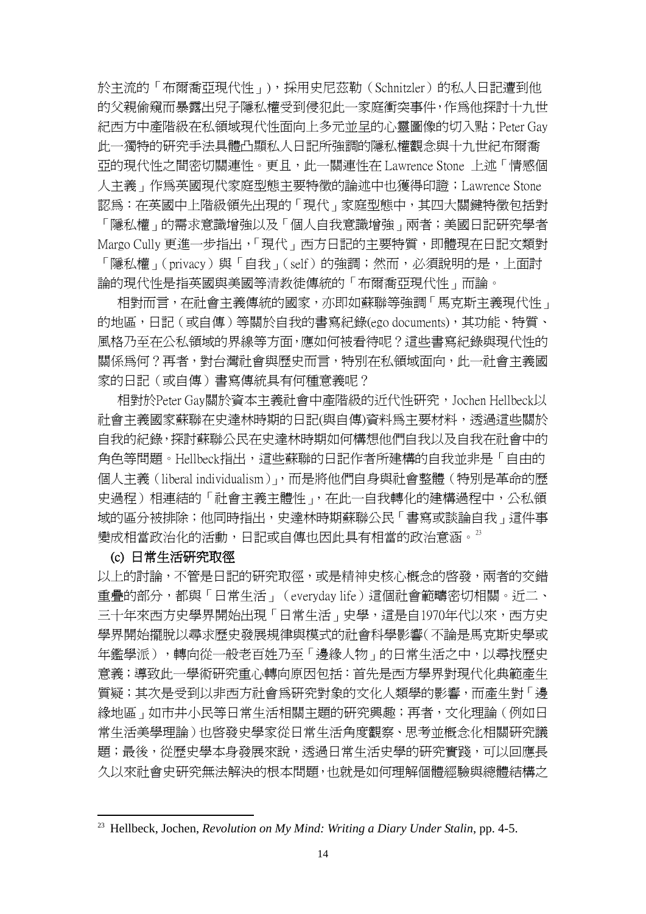於主流的「布爾喬亞現代性」)，採用史尼茲勒（Schnitzler）的私人日記遭到他的父親偷窺而暴露出兒子隱私權受到侵犯此一家庭衝突事件，作為他探討十九世紀西方中產階級在私領域現代性面向上多元並呈的心靈圖像的切入點；Peter Gay此一獨特的研究手法具體凸顯私人日記所強調的隱私權觀念與十九世紀布爾喬亞的現代性之間密切關連性。更且，此一關連性在 Lawrence Stone 上述「情感個人主義」作為英國現代家庭型態主要特徵的論述中也獲得印證；Lawrence Stone 認為：在英國中上階級領先出現的「現代」家庭型態中，其四大關鍵特徵包括對「隱私權」的需求意識增強以及「個人自我意識增強」兩者；美國日記研究學者 Margo Cully 更進一步指出，「現代」西方日記的主要特質，即體現在日記文類對「隱私權」(privacy）與「自我」(self）的強調；然而，必須說明的是，上面討論的現代性是指英國與美國等清教徒傳統的「布爾喬亞現代性」而論。

相對而言，在社會主義傳統的國家，亦即如蘇聯等強調「馬克斯主義現代性」的地區，日記（或自傳）等關於自我的書寫紀錄(ego documents)，其功能、特質、風格乃至在公私領域的界線等方面，應如何被看待呢？這些書寫紀錄與現代性的關係為何？再者，對台灣社會與歷史而言，特別在私領域面向，此一社會主義國家的日記（或自傳）書寫傳統具有何種意義呢？

相對於Peter Gay關於資本主義社會中產階級的近代性研究，Jochen Hellbeck以社會主義國家蘇聯在史達林時期的日記(與自傳)資料為主要材料，透過這些關於自我的紀錄，探討蘇聯公民在史達林時期如何構想他們自我以及自我在社會中的角色等問題。Hellbeck指出，這些蘇聯的日記作者所建構的自我並非是「自由的個人主義（liberal individualism）」，而是將他們自身與社會整體（特別是革命的歷史過程）相連結的「社會主義主體性」，在此一自我轉化的建構過程中，公私領域的區分被排除；他同時指出，史達林時期蘇聯公民「書寫或談論自我」這件事變成相當政治化的活動，日記或自傳也因此具有相當的政治意涵。[23]

### (c) 日常生活研究取徑

以上的討論，不管是日記的研究取徑，或是精神史核心概念的啓發，兩者的交錯重疊的部分，都與「日常生活」(everyday life）這個社會範疇密切相關。近二、三十年來西方史學界開始出現「日常生活」史學，這是自1970年代以來，西方史學界開始擺脫以尋求歷史發展規律與模式的社會科學影響(不論是馬克斯史學或年鑑學派)，轉向從一般老百姓乃至「邊緣人物」的日常生活之中，以尋找歷史意義；導致此一學術研究重心轉向原因包括：首先是西方學界對現代化典範產生質疑；其次是受到以非西方社會為研究對象的文化人類學的影響，而產生對「邊緣地區」如市井小民等日常生活相關主題的研究興趣；再者，文化理論（例如日常生活美學理論）也啓發史學家從日常生活角度觀察、思考並概念化相關研究議題；最後，從歷史學本身發展來說，透過日常生活史學的研究實踐，可以回應長久以來社會史研究無法解決的根本問題，也就是如何理解個體經驗與總體結構之

---

[23] Hellbeck, Jochen, *Revolution on My Mind: Writing a Diary Under Stalin*, pp. 4-5.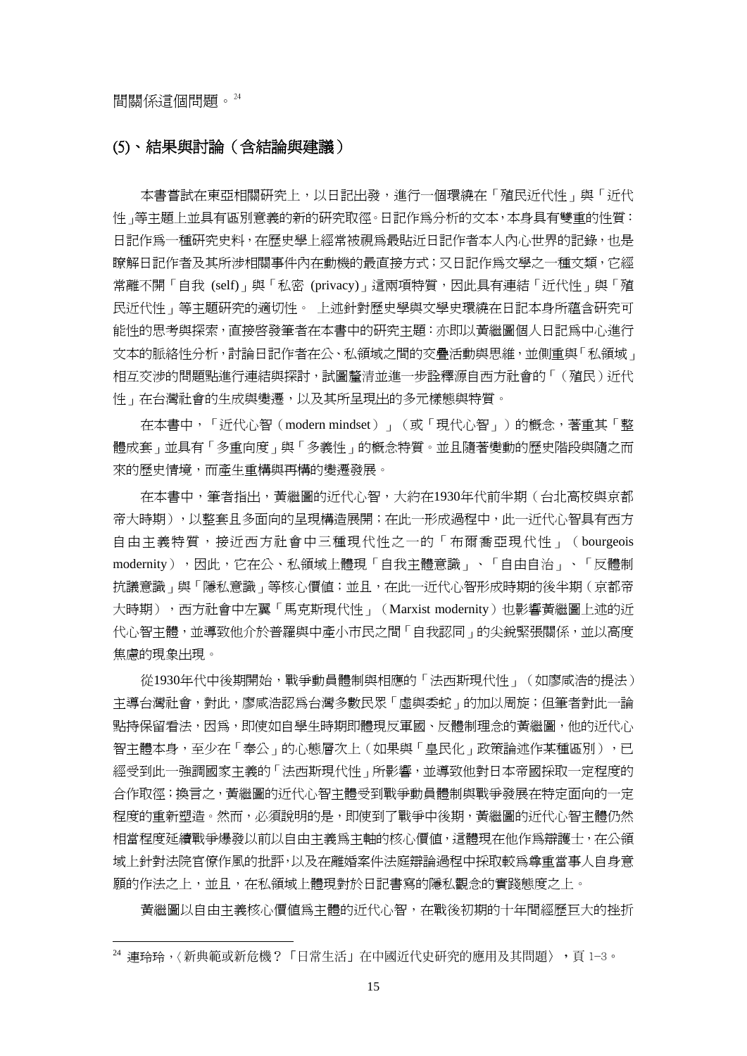間關係這個問題。[24]

## (5)、結果與討論（含結論與建議）

本書嘗試在東亞相關研究上，以日記出發，進行一個環繞在「殖民近代性」與「近代性」等主題上並具有區別意義的新的研究取徑。日記作爲分析的文本，本身具有雙重的性質：日記作爲一種研究史料，在歷史學上經常被視爲最貼近日記作者本人內心世界的記錄，也是瞭解日記作者及其所涉相關事件內在動機的最直接方式；又日記作爲文學之一種文類，它經常離不開「自我 (self)」與「私密 (privacy)」這兩項特質，因此具有連結「近代性」與「殖民近代性」等主題研究的適切性。 上述針對歷史學與文學史環繞在日記本身所蘊含研究可能性的思考與探索，直接啓發筆者在本書中的研究主題：亦即以黃繼圖個人日記爲中心進行文本的脈絡性分析，討論日記作者在公、私領域之間的交疊活動與思維，並側重與「私領域」相互交涉的問題點進行連結與探討，試圖釐清並進一步詮釋源自西方社會的「（殖民）近代性」在台灣社會的生成與變遷，以及其所呈現出的多元樣態與特質。

在本書中，「近代心智（modern mindset）」（或「現代心智」）的概念，著重其「整體成套」並具有「多重向度」與「多義性」的概念特質。並且隨著變動的歷史階段與隨之而來的歷史情境，而產生重構與再構的變遷發展。

在本書中，筆者指出，黃繼圖的近代心智，大約在1930年代前半期（台北高校與京都帝大時期），以整套且多面向的呈現構造展開；在此一形成過程中，此一近代心智具有西方自由主義特質，接近西方社會中三種現代性之一的「布爾喬亞現代性」（bourgeois modernity），因此，它在公、私領域上體現「自我主體意識」、「自由自治」、「反體制抗議意識」與「隱私意識」等核心價值；並且，在此一近代心智形成時期的後半期（京都帝大時期），西方社會中左翼「馬克斯現代性」（Marxist modernity）也影響黃繼圖上述的近代心智主體，並導致他介於普羅與中產小市民之間「自我認同」的尖銳緊張關係，並以高度焦慮的現象出現。

從1930年代中後期開始，戰爭動員體制與相應的「法西斯現代性」（如廖咸浩的提法）主導台灣社會，對此，廖咸浩認爲台灣多數民眾「虛與委蛇」的加以周旋；但筆者對此一論點持保留看法，因爲，即使如自學生時期即體現反軍國、反體制理念的黃繼圖，他的近代心智主體本身，至少在「奉公」的心態層次上（如果與「皇民化」政策論述作某種區別），已經受到此一強調國家主義的「法西斯現代性」所影響，並導致他對日本帝國採取一定程度的合作取徑；換言之，黃繼圖的近代心智主體受到戰爭動員體制與戰爭發展在特定面向的一定程度的重新塑造。然而，必須說明的是，即使到了戰爭中後期，黃繼圖的近代心智主體仍然相當程度延續戰爭爆發以前以自由主義爲主軸的核心價值，這體現在他作爲辯護士，在公領域上針對法院官僚作風的批評，以及在離婚案件法庭辯論過程中採取較爲尊重當事人自身意願的作法之上，並且，在私領域上體現對於日記書寫的隱私觀念的實踐態度之上。

黃繼圖以自由主義核心價值爲主體的近代心智，在戰後初期的十年間經歷巨大的挫折

[24] 連玲玲，〈新典範或新危機？「日常生活」在中國近代史研究的應用及其問題〉，頁 1-3。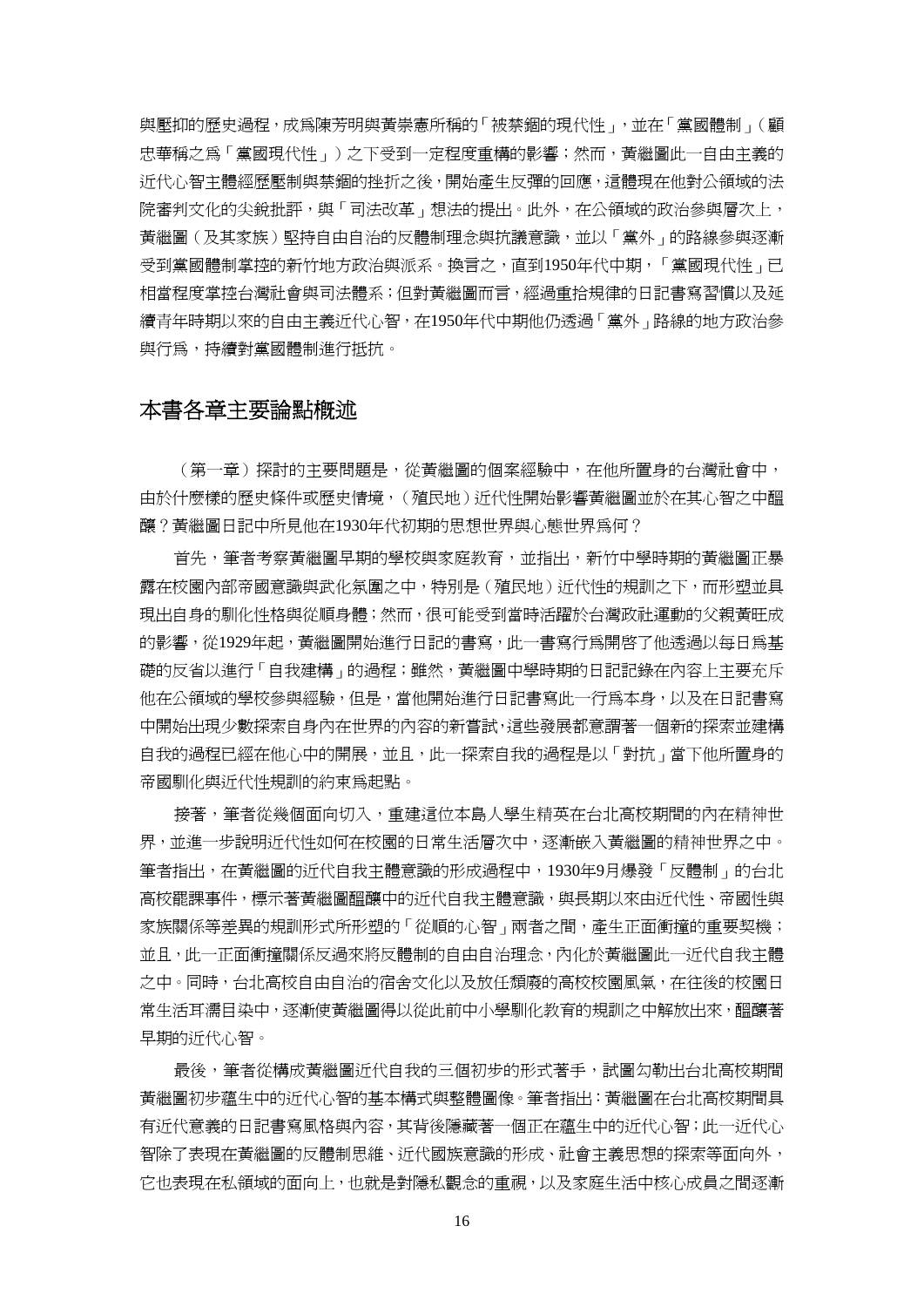與壓抑的歷史過程，成爲陳芳明與黃崇憲所稱的「被禁錮的現代性」，並在「黨國體制」（顧忠華稱之爲「黨國現代性」）之下受到一定程度重構的影響；然而，黃繼圖此一自由主義的近代心智主體經歷壓制與禁錮的挫折之後，開始產生反彈的回應，這體現在他對公領域的法院審判文化的尖銳批評，與「司法改革」想法的提出。此外，在公領域的政治參與層次上，黃繼圖（及其家族）堅持自由自治的反體制理念與抗議意識，並以「黨外」的路線參與逐漸受到黨國體制掌控的新竹地方政治與派系。換言之，直到1950年代中期，「黨國現代性」已相當程度掌控台灣社會與司法體系；但對黃繼圖而言，經過重拾規律的日記書寫習慣以及延續青年時期以來的自由主義近代心智，在1950年代中期他仍透過「黨外」路線的地方政治參與行爲，持續對黨國體制進行抵抗。

## 本書各章主要論點概述

（第一章）探討的主要問題是，從黃繼圖的個案經驗中，在他所置身的台灣社會中，由於什麼樣的歷史條件或歷史情境，（殖民地）近代性開始影響黃繼圖並於在其心智之中醞釀？黃繼圖日記中所見他在1930年代初期的思想世界與心態世界爲何？

首先，筆者考察黃繼圖早期的學校與家庭教育，並指出，新竹中學時期的黃繼圖正暴露在校園內部帝國意識與武化氛圍之中，特別是（殖民地）近代性的規訓之下，而形塑並具現出自身的馴化性格與從順身體；然而，很可能受到當時活躍於台灣政社運動的父親黃旺成的影響，從1929年起，黃繼圖開始進行日記的書寫，此一書寫行爲開啓了他透過以每日爲基礎的反省以進行「自我建構」的過程；雖然，黃繼圖中學時期的日記記錄在內容上主要充斥他在公領域的學校參與經驗，但是，當他開始進行日記書寫此一行爲本身，以及在日記書寫中開始出現少數探索自身內在世界的內容的新嘗試，這些發展都意謂著一個新的探索並建構自我的過程已經在他心中的開展，並且，此一探索自我的過程是以「對抗」當下他所置身的帝國馴化與近代性規訓的約束爲起點。

接著，筆者從幾個面向切入，重建這位本島人學生精英在台北高校期間的內在精神世界，並進一步說明近代性如何在校園的日常生活層次中，逐漸嵌入黃繼圖的精神世界之中。筆者指出，在黃繼圖的近代自我主體意識的形成過程中，1930年9月爆發「反體制」的台北高校罷課事件，標示著黃繼圖醞釀中的近代自我主體意識，與長期以來由近代性、帝國性與家族關係等差異的規訓形式所形塑的「從順的心智」兩者之間，產生正面衝撞的重要契機；並且，此一正面衝撞關係反過來將反體制的自由自治理念，內化於黃繼圖此一近代自我主體之中。同時，台北高校自由自治的宿舍文化以及放任頹廢的高校校園風氣，在往後的校園日常生活耳濡目染中，逐漸使黃繼圖得以從此前中小學馴化教育的規訓之中解放出來，醞釀著早期的近代心智。

最後，筆者從構成黃繼圖近代自我的三個初步的形式著手，試圖勾勒出台北高校期間黃繼圖初步蘊生中的近代心智的基本構式與整體圖像。筆者指出：黃繼圖在台北高校期間具有近代意義的日記書寫風格與內容，其背後隱藏著一個正在蘊生中的近代心智；此一近代心智除了表現在黃繼圖的反體制思維、近代國族意識的形成、社會主義思想的探索等面向外，它也表現在私領域的面向上，也就是對隱私觀念的重視，以及家庭生活中核心成員之間逐漸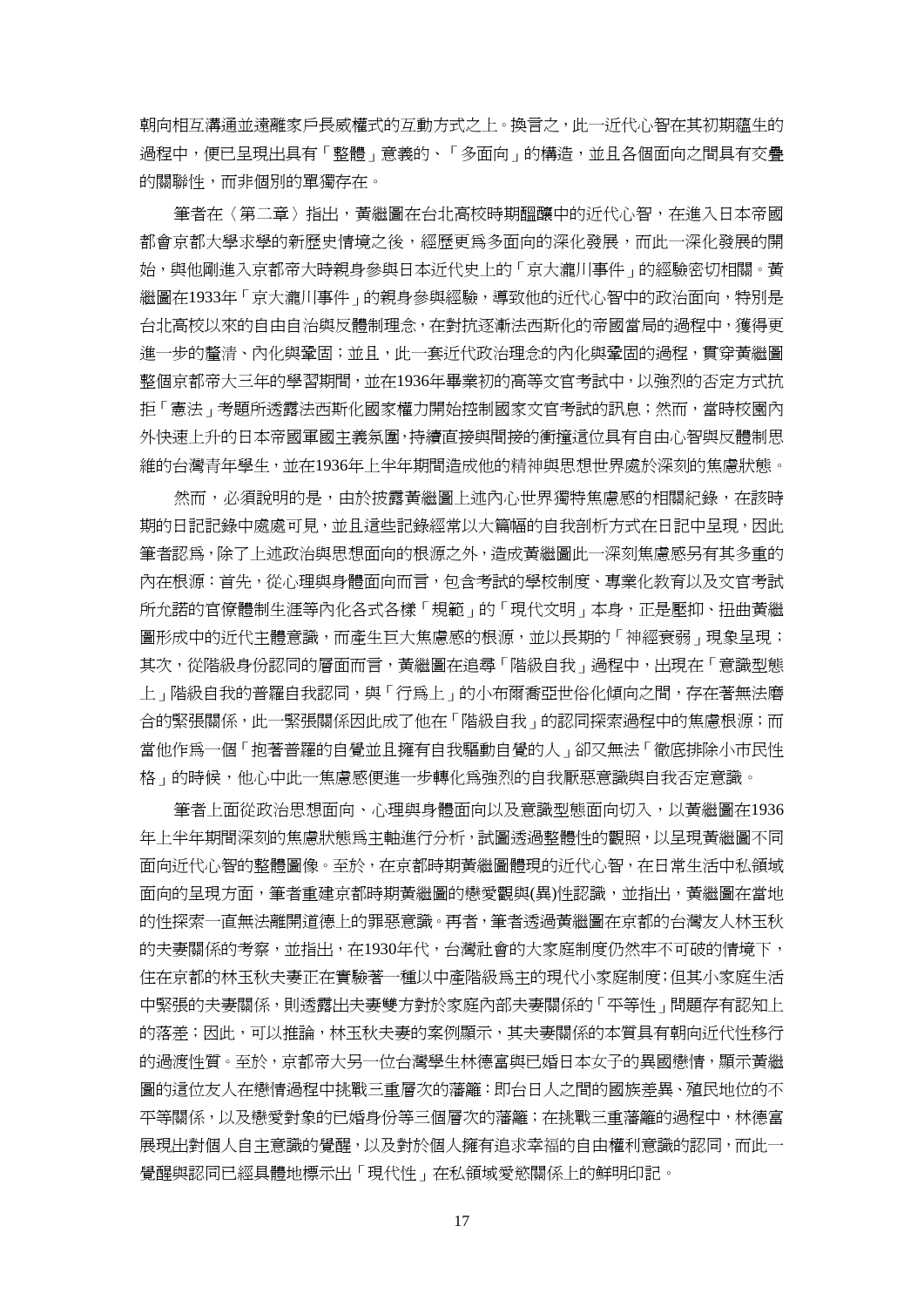朝向相互溝通並遠離家戶長威權式的互動方式之上。換言之，此一近代心智在其初期蘊生的過程中，便已呈現出具有「整體」意義的、「多面向」的構造，並且各個面向之間具有交疊的關聯性，而非個別的單獨存在。

筆者在〈第二章〉指出，黃繼圖在台北高校時期醞釀中的近代心智，在進入日本帝國都會京都大學求學的新歷史情境之後，經歷更為多面向的深化發展，而此一深化發展的開始，與他剛進入京都帝大時親身參與日本近代史上的「京大瀧川事件」的經驗密切相關。黃繼圖在1933年「京大瀧川事件」的親身參與經驗，導致他的近代心智中的政治面向，特別是台北高校以來的自由自治與反體制理念，在對抗逐漸法西斯化的帝國當局的過程中，獲得更進一步的釐清、內化與鞏固；並且，此一套近代政治理念的內化與鞏固的過程，貫穿黃繼圖整個京都帝大三年的學習期間，並在1936年畢業初的高等文官考試中，以強烈的否定方式抗拒「憲法」考題所透露法西斯化國家權力開始控制國家文官考試的訊息；然而，當時校園內外快速上升的日本帝國軍國主義氛圍，持續直接與間接的衝撞這位具有自由心智與反體制思維的台灣青年學生，並在1936年上半年期間造成他的精神與思想世界處於深刻的焦慮狀態。

然而，必須說明的是，由於披露黃繼圖上述內心世界獨特焦慮感的相關紀錄，在該時期的日記記錄中處處可見，並且這些記錄經常以大篇幅的自我剖析方式在日記中呈現，因此筆者認為，除了上述政治與思想面向的根源之外，造成黃繼圖此一深刻焦慮感另有其多重的內在根源：首先，從心理與身體面向而言，包含考試的學校制度、專業化教育以及文官考試所允諾的官僚體制生涯等內化各式各樣「規範」的「現代文明」本身，正是壓抑、扭曲黃繼圖形成中的近代主體意識，而產生巨大焦慮感的根源，並以長期的「神經衰弱」現象呈現；其次，從階級身份認同的層面而言，黃繼圖在追尋「階級自我」過程中，出現在「意識型態上」階級自我的普羅自我認同，與「行為上」的小布爾喬亞世俗化傾向之間，存在著無法磨合的緊張關係，此一緊張關係因此成了他在「階級自我」的認同探索過程中的焦慮根源；而當他作為一個「抱著普羅的自覺並且擁有自我驅動自覺的人」卻又無法「徹底排除小市民性格」的時候，他心中此一焦慮感便進一步轉化為強烈的自我厭惡意識與自我否定意識。

筆者上面從政治思想面向、心理與身體面向以及意識型態面向切入，以黃繼圖在1936年上半年期間深刻的焦慮狀態為主軸進行分析，試圖透過整體性的觀照，以呈現黃繼圖不同面向近代心智的整體圖像。至於，在京都時期黃繼圖體現的近代心智，在日常生活中私領域面向的呈現方面，筆者重建京都時期黃繼圖的戀愛觀與(異)性認識，並指出，黃繼圖在當地的性探索一直無法離開道德上的罪惡意識。再者，筆者透過黃繼圖在京都的台灣友人林玉秋的夫妻關係的考察，並指出，在1930年代，台灣社會的大家庭制度仍然牢不可破的情境下，住在京都的林玉秋夫妻正在實驗著一種以中產階級為主的現代小家庭制度；但其小家庭生活中緊張的夫妻關係，則透露出夫妻雙方對於家庭內部夫妻關係的「平等性」問題存有認知上的落差；因此，可以推論，林玉秋夫妻的案例顯示，其夫妻關係的本質具有朝向近代性移行的過渡性質。至於，京都帝大另一位台灣學生林德富與已婚日本女子的異國戀情，顯示黃繼圖的這位友人在戀情過程中挑戰三重層次的藩籬：即台日人之間的國族差異、殖民地位的不平等關係，以及戀愛對象的已婚身份等三個層次的藩籬；在挑戰三重藩籬的過程中，林德富展現出對個人自主意識的覺醒，以及對於個人擁有追求幸福的自由權利意識的認同，而此一覺醒與認同已經具體地標示出「現代性」在私領域愛慾關係上的鮮明印記。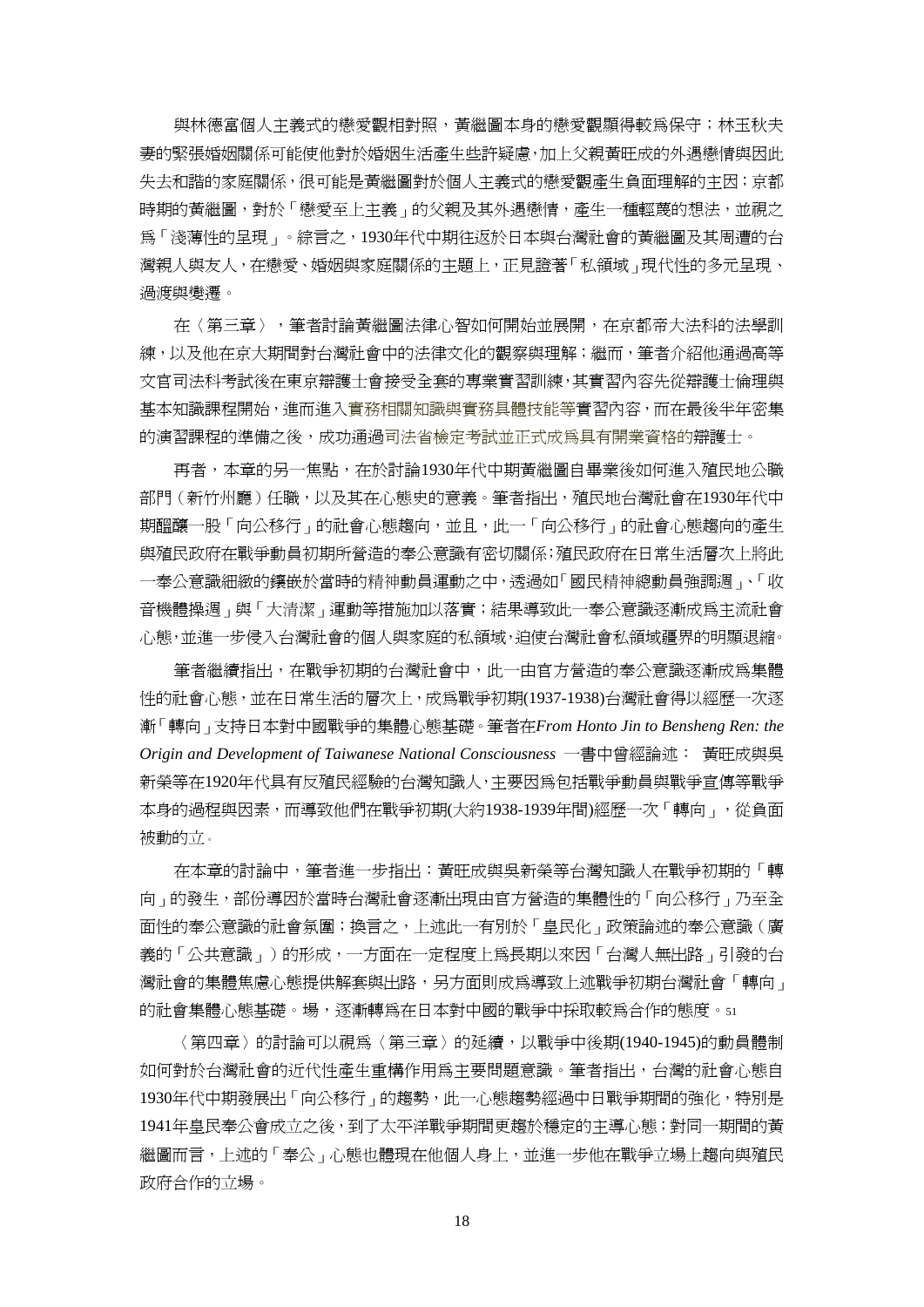與林德富個人主義式的戀愛觀相對照，黃繼圖本身的戀愛觀顯得較爲保守；林玉秋夫妻的緊張婚姻關係可能使他對於婚姻生活產生些許疑慮，加上父親黃旺成的外遇戀情與因此失去和諧的家庭關係，很可能是黃繼圖對於個人主義式的戀愛觀產生負面理解的主因；京都時期的黃繼圖，對於「戀愛至上主義」的父親及其外遇戀情，產生一種輕蔑的想法，並視之爲「淺薄性的呈現」。綜言之，1930年代中期往返於日本與台灣社會的黃繼圖及其周遭的台灣親人與友人，在戀愛、婚姻與家庭關係的主題上，正見證著「私領域」現代性的多元呈現、過渡與變遷。

在〈第三章〉，筆者討論黃繼圖法律心智如何開始並展開，在京都帝大法科的法學訓練，以及他在京大期間對台灣社會中的法律文化的觀察與理解；繼而，筆者介紹他通過高等文官司法科考試後在東京辯護士會接受全套的專業實習訓練，其實習內容先從辯護士倫理與基本知識課程開始，進而進入實務相關知識與實務具體技能等實習內容，而在最後半年密集的演習課程的準備之後，成功通過司法省檢定考試並正式成爲具有開業資格的辯護士。

再者，本章的另一焦點，在於討論1930年代中期黃繼圖自畢業後如何進入殖民地公職部門（新竹州廳）任職，以及其在心態史的意義。筆者指出，殖民地台灣社會在1930年代中期醞釀一股「向公移行」的社會心態趨向，並且，此一「向公移行」的社會心態趨向的產生與殖民政府在戰爭動員初期所營造的奉公意識有密切關係；殖民政府在日常生活層次上將此一奉公意識細緻的鑲嵌於當時的精神動員運動之中，透過如「國民精神總動員強調週」、「收音機體操週」與「大清潔」運動等措施加以落實；結果導致此一奉公意識逐漸成爲主流社會心態，並進一步侵入台灣社會的個人與家庭的私領域，迫使台灣社會私領域疆界的明顯退縮。

筆者繼續指出，在戰爭初期的台灣社會中，此一由官方營造的奉公意識逐漸成爲集體性的社會心態，並在日常生活的層次上，成爲戰爭初期(1937-1938)台灣社會得以經歷一次逐漸「轉向」支持日本對中國戰爭的集體心態基礎。筆者在*From Honto Jin to Bensheng Ren: the Origin and Development of Taiwanese National Consciousness* 一書中曾經論述： 黃旺成與吳新榮等在1920年代具有反殖民經驗的台灣知識人，主要因爲包括戰爭動員與戰爭宣傳等戰爭本身的過程與因素，而導致他們在戰爭初期(大約1938-1939年間)經歷一次「轉向」，從負面被動的立。

在本章的討論中，筆者進一步指出：黃旺成與吳新榮等台灣知識人在戰爭初期的「轉向」的發生，部份導因於當時台灣社會逐漸出現由官方營造的集體性的「向公移行」乃至全面性的奉公意識的社會氛圍；換言之，上述此一有別於「皇民化」政策論述的奉公意識（廣義的「公共意識」）的形成，一方面在一定程度上爲長期以來因「台灣人無出路」引發的台灣社會的集體焦慮心態提供解套與出路，另方面則成爲導致上述戰爭初期台灣社會「轉向」的社會集體心態基礎。場，逐漸轉爲在日本對中國的戰爭中採取較爲合作的態度。[51]

〈第四章〉的討論可以視爲〈第三章〉的延續，以戰爭中後期(1940-1945)的動員體制如何對於台灣社會的近代性產生重構作用爲主要問題意識。筆者指出，台灣的社會心態自1930年代中期發展出「向公移行」的趨勢，此一心態趨勢經過中日戰爭期間的強化，特別是1941年皇民奉公會成立之後，到了太平洋戰爭期間更趨於穩定的主導心態；對同一期間的黃繼圖而言，上述的「奉公」心態也體現在他個人身上，並進一步他在戰爭立場上趨向與殖民政府合作的立場。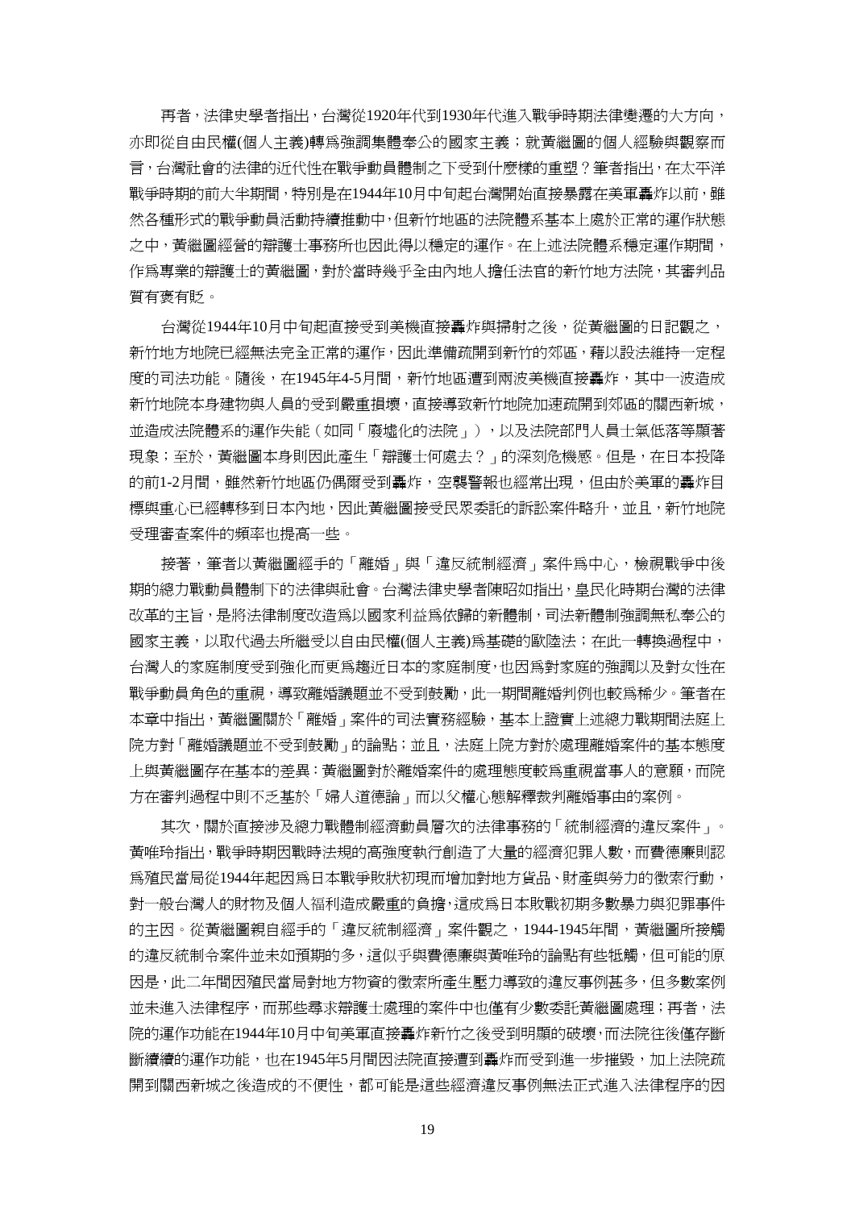再者，法律史學者指出，台灣從1920年代到1930年代進入戰爭時期法律變遷的大方向，亦即從自由民權(個人主義)轉爲強調集體奉公的國家主義；就黃繼圖的個人經驗與觀察而言，台灣社會的法律的近代性在戰爭動員體制之下受到什麼樣的重塑？筆者指出，在太平洋戰爭時期的前大半期間，特別是在1944年10月中旬起台灣開始直接暴露在美軍轟炸以前，雖然各種形式的戰爭動員活動持續推動中，但新竹地區的法院體系基本上處於正常的工作狀態之中，黃繼圖經營的辯護士事務所也因此得以穩定的運作。在上述法院體系穩定運作期間，作爲專業的辯護士的黃繼圖，對於當時幾乎全由內地人擔任法官的新竹地方法院，其審判品質有褒有貶。

台灣從1944年10月中旬起直接受到美機直接轟炸與掃射之後，從黃繼圖的日記觀之，新竹地方地院已經無法完全正常的運作，因此準備疏開到新竹的郊區，藉以設法維持一定程度的司法功能。隨後，在1945年4-5月間，新竹地區遭到兩波美機直接轟炸，其中一波造成新竹地院本身建物與人員的受到嚴重損壞，直接導致新竹地院加速疏開到郊區的關西新城，並造成法院體系的運作失能（如同「廢墟化的法院」），以及法院部門人員士氣低落等顯著現象；至於，黃繼圖本身則因此產生「辯護士何處去？」的深刻危機感。但是，在日本投降的前1-2月間，雖然新竹地區仍偶爾受到轟炸，空襲警報也經常出現，但由於美軍的轟炸目標與重心已經轉移到日本內地，因此黃繼圖接受民眾委託的訴訟案件略升，並且，新竹地院受理審查案件的頻率也提高一些。

接著，筆者以黃繼圖經手的「離婚」與「違反統制經濟」案件爲中心，檢視戰爭中後期的總力戰動員體制下的法律與社會。台灣法律史學者陳昭如指出，皇民化時期台灣的法律改革的主旨，是將法律制度改造爲以國家利益爲依歸的新體制，司法新體制強調無私奉公的國家主義，以取代過去所繼受以自由民權(個人主義)爲基礎的歐陸法；在此一轉換過程中，台灣人的家庭制度受到強化而更爲趨近日本的家庭制度，也因爲對家庭的強調以及對女性在戰爭動員角色的重視，導致離婚議題並不受到鼓勵，此一期間離婚判例也較爲稀少。筆者在本章中指出，黃繼圖關於「離婚」案件的司法實務經驗，基本上證實上述總力戰期間法庭上院方對「離婚議題並不受到鼓勵」的論點；並且，法庭上院方對於處理離婚案件的基本態度上與黃繼圖存在基本的差異：黃繼圖對於離婚案件的處理態度較爲重視當事人的意願，而院方在審判過程中則不乏基於「婦人道德論」而以父權心態解釋裁判離婚事由的案例。

其次，關於直接涉及總力戰體制經濟動員層次的法律事務的「統制經濟的違反案件」。黃唯玲指出，戰爭時期因戰時法規的高強度執行創造了大量的經濟犯罪人數，而費德廉則認爲殖民當局從1944年起因爲日本戰爭敗狀初現而增加對地方貨品、財產與勞力的徵索行動，對一般台灣人的財物及個人福利造成嚴重的負擔，這成爲日本敗戰初期多數暴力與犯罪事件的主因。從黃繼圖親自經手的「違反統制經濟」案件觀之，1944-1945年間，黃繼圖所接觸的違反統制令案件並未如預期的多，這似乎與費德廉與黃唯玲的論點有些牴觸，但可能的原因是，此二年間因殖民當局對地方物資的徵索所產生壓力導致的違反事例甚多，但多數案例並未進入法律程序，而那些尋求辯護士處理的案件中也僅有少數委託黃繼圖處理；再者，法院的運作功能在1944年10月中旬美軍直接轟炸新竹之後受到明顯的破壞，而法院往後僅存斷斷續續的運作功能，也在1945年5月間因法院直接遭到轟炸而受到進一步摧毀，加上法院疏開到關西新城之後造成的不便性，都可能是這些經濟違反事例無法正式進入法律程序的因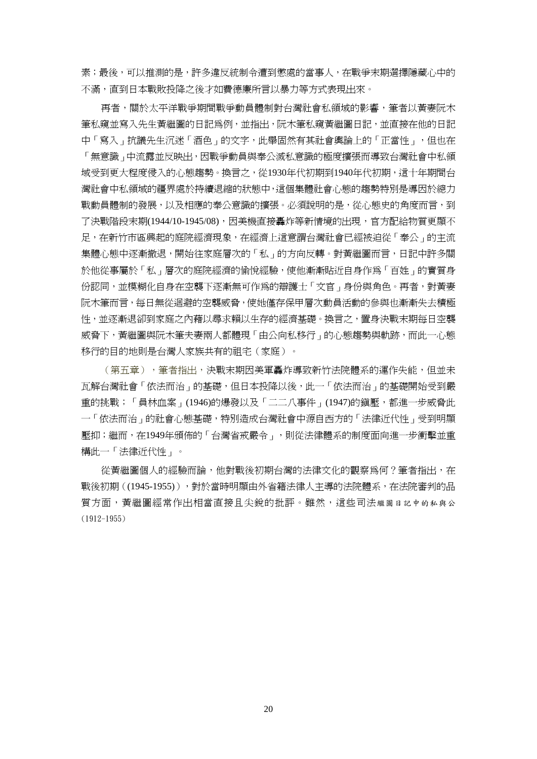素；最後，可以推測的是，許多違反統制令遭到懲處的當事人，在戰爭末期選擇隱藏心中的不滿，直到日本戰敗投降之後才如費德廉所言以暴力等方式表現出來。

再者，關於太平洋戰爭期間戰爭動員體制對台灣社會私領域的影響，筆者以黃妻阮木筆私窺並寫入先生黃繼圖的日記為例，並指出，阮木筆私窺黃繼圖日記，並直接在他的日記中「寫入」抗議先生沉迷「酒色」的文字，此舉固然有其社會輿論上的「正當性」，但也在「無意識」中流露並反映出，因戰爭動員與奉公滅私意識的極度擴張而導致台灣社會中私領域受到更大程度侵入的心態趨勢。換言之，從1930年代初期到1940年代初期，這十年期間台灣社會中私領域的疆界處於持續退縮的狀態中，這個集體社會心態的趨勢特別是導因於總力戰動員體制的發展，以及相應的奉公意識的擴張。必須說明的是，從心態史的角度而言，到了決戰階段末期(1944/10-1945/08)，因美機直接轟炸等新情境的出現，官方配給物質更顯不足，在新竹市區興起的庭院經濟現象，在經濟上這意謂台灣社會已經被迫從「奉公」的主流集體心態中逐漸撤退，開始往家庭層次的「私」的方向反轉。對黃繼圖而言，日記中許多關於他從事屬於「私」層次的庭院經濟的愉悅經驗，使他漸漸貼近自身作為「百姓」的實質身份認同，並模糊化自身在空襲下逐漸無可作為的辯護士「文官」身份與角色。再者，對黃妻阮木筆而言，每日無從迴避的空襲威脅，使她僅存保甲層次動員活動的參與也漸漸失去積極性，並逐漸退卻到家庭之內藉以尋求賴以生存的經濟基礎。換言之，置身決戰末期每日空襲威脅下，黃繼圖與阮木筆夫妻兩人都體現「由公向私移行」的心態趨勢與軌跡，而此一心態移行的目的地則是台灣人家族共有的祖宅（家庭）。

（第五章），筆者指出，決戰末期因美軍轟炸導致新竹法院體系的運作失能，但並未瓦解台灣社會「依法而治」的基礎，但日本投降以後，此一「依法而治」的基礎開始受到嚴重的挑戰；「員林血案」(1946)的爆發以及「二二八事件」(1947)的鎮壓，都進一步威脅此一「依法而治」的社會心態基礎，特別造成台灣社會中源自西方的「法律近代性」受到明顯壓抑；繼而，在1949年頒佈的「台灣省戒嚴令」，則從法律體系的制度面向進一步衝擊並重構此一「法律近代性」。

從黃繼圖個人的經驗而論，他對戰後初期台灣的法律文化的觀察為何？筆者指出，在戰後初期（(1945-1955)），對於當時明顯由外省籍法律人主導的法院體系，在法院審判的品質方面，黃繼圖經常作出相當直接且尖銳的批評。雖然，這些司法繼圖日記中的私與公(1912-1955)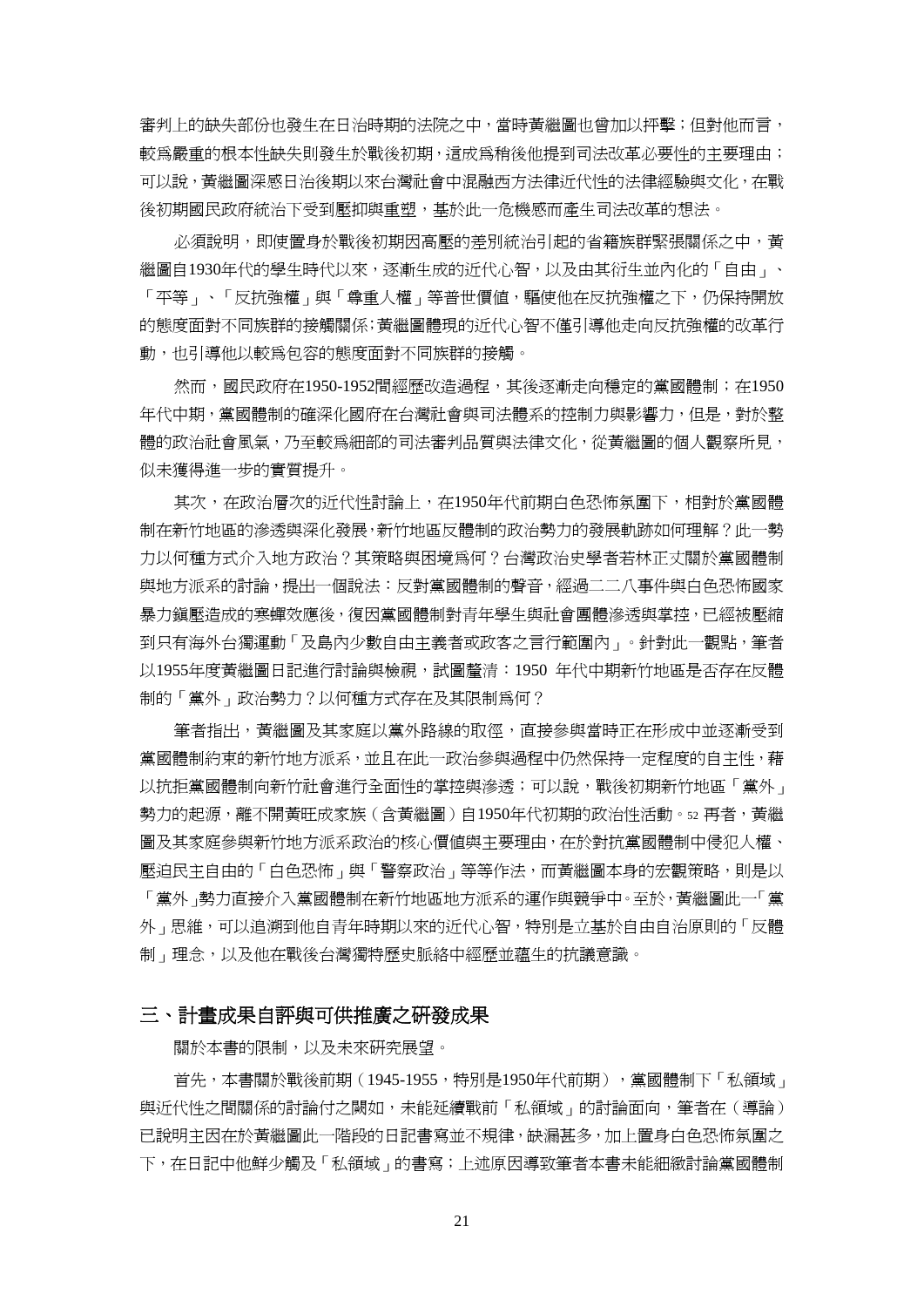審判上的缺失部份也發生在日治時期的法院之中，當時黃繼圖也曾加以抨擊；但對他而言，較為嚴重的根本性缺失則發生於戰後初期，這成為稍後他提到司法改革必要性的主要理由；可以說，黃繼圖深感日治後期以來台灣社會中混融西方法律近代性的法律經驗與文化，在戰後初期國民政府統治下受到壓抑與重塑，基於此一危機感而產生司法改革的想法。

必須說明，即使置身於戰後初期因高壓的差別統治引起的省籍族群緊張關係之中，黃繼圖自1930年代的學生時代以來，逐漸生成的近代心智，以及由其衍生並內化的「自由」、「平等」、「反抗強權」與「尊重人權」等普世價值，驅使他在反抗強權之下，仍保持開放的態度面對不同族群的接觸關係；黃繼圖體現的近代心智不僅引導他走向反抗強權的改革行動，也引導他以較為包容的態度面對不同族群的接觸。

然而，國民政府在1950-1952間經歷改造過程，其後逐漸走向穩定的黨國體制；在1950年代中期，黨國體制的確深化國府在台灣社會與司法體系的控制力與影響力，但是，對於整體的政治社會風氣，乃至較為細部的司法審判品質與法律文化，從黃繼圖的個人觀察所見，似未獲得進一步的實質提升。

其次，在政治層次的近代性討論上，在1950年代前期白色恐怖氛圍下，相對於黨國體制在新竹地區的滲透與深化發展，新竹地區反體制的政治勢力的發展軌跡如何理解？此一勢力以何種方式介入地方政治？其策略與困境為何？台灣政治史學者若林正丈關於黨國體制與地方派系的討論，提出一個說法：反對黨國體制的聲音，經過二二八事件與白色恐怖國家暴力鎮壓造成的寒蟬效應後，復因黨國體制對青年學生與社會團體滲透與掌控，已經被壓縮到只有海外台獨運動「及島內少數自由主義者或政客之言行範圍內」。針對此一觀點，筆者以1955年度黃繼圖日記進行討論與檢視，試圖釐清：1950 年代中期新竹地區是否存在反體制的「黨外」政治勢力？以何種方式存在及其限制為何？

筆者指出，黃繼圖及其家庭以黨外路線的取徑，直接參與當時正在形成中並逐漸受到黨國體制約束的新竹地方派系，並且在此一政治參與過程中仍然保持一定程度的自主性，藉以抗拒黨國體制向新竹社會進行全面性的掌控與滲透；可以說，戰後初期新竹地區「黨外」勢力的起源，離不開黃旺成家族（含黃繼圖）自1950年代初期的政治性活動。[52] 再者，黃繼圖及其家庭參與新竹地方派系政治的核心價值與主要理由，在於對抗黨國體制中侵犯人權、壓迫民主自由的「白色恐怖」與「警察政治」等等作法，而黃繼圖本身的宏觀策略，則是以「黨外」勢力直接介入黨國體制在新竹地區地方派系的運作與競爭中。至於，黃繼圖此一「黨外」思維，可以追溯到他自青年時期以來的近代心智，特別是立基於自由自治原則的「反體制」理念，以及他在戰後台灣獨特歷史脈絡中經歷並蘊生的抗議意識。

## 三、計畫成果自評與可供推廣之研發成果

關於本書的限制，以及未來研究展望。

首先，本書關於戰後前期（1945-1955，特別是1950年代前期），黨國體制下「私領域」與近代性之間關係的討論付之闕如，未能延續戰前「私領域」的討論面向，筆者在（導論）已說明主因在於黃繼圖此一階段的日記書寫並不規律，缺漏甚多，加上置身白色恐怖氛圍之下，在日記中他鮮少觸及「私領域」的書寫；上述原因導致筆者本書未能細緻討論黨國體制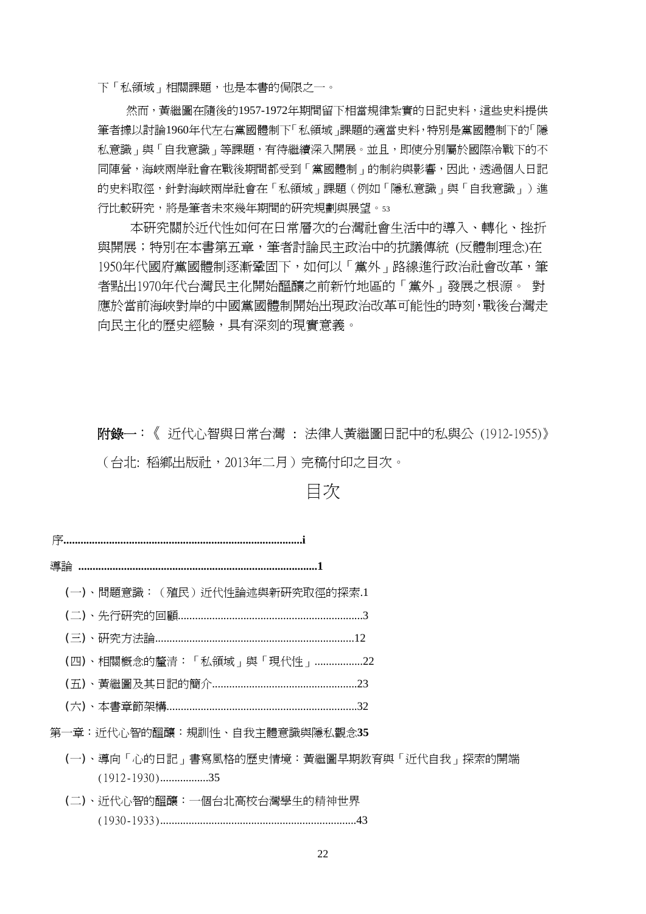下「私領域」相關課題，也是本書的侷限之一。

然而，黃繼圖在隨後的1957-1972年期間留下相當規律紮實的日記史料，這些史料提供筆者據以討論1960年代左右黨國體制下「私領域」課題的適當史料，特別是黨國體制下的「隱私意識」與「自我意識」等課題，有待繼續深入開展。並且，即使分別屬於國際冷戰下的不同陣營，海峽兩岸社會在戰後期間都受到「黨國體制」的制約與影響，因此，透過個人日記的史料取徑，針對海峽兩岸社會在「私領域」課題（例如「隱私意識」與「自我意識」）進行比較研究，將是筆者未來幾年期間的研究規劃與展望。[53]

本研究關於近代性如何在日常層次的台灣社會生活中的導入、轉化、挫折與開展；特別在本書第五章，筆者討論民主政治中的抗議傳統 (反體制理念)在1950年代國府黨國體制逐漸鞏固下，如何以「黨外」路線進行政治社會改革，筆者點出1970年代台灣民主化開始醞釀之前新竹地區的「黨外」發展之根源。 對應於當前海峽對岸的中國黨國體制開始出現政治改革可能性的時刻，戰後台灣走向民主化的歷史經驗，具有深刻的現實意義。

**附錄一**：《 近代心智與日常台灣 ： 法律人黃繼圖日記中的私與公 (1912-1955)》（台北: 稻鄉出版社，2013年二月）完稿付印之目次。

# 目次

序......................................................................................**i**

導論 ....................................................................................**1**

(一)、問題意識：（殖民）近代性論述與新研究取徑的探索.1

(二)、先行研究的回顧...............................................................3

(三)、研究方法論....................................................................12

(四)、相關概念的釐清：「私領域」與「現代性」................22

(五)、黃繼圖及其日記的簡介..................................................23

(六)、本書章節架構..................................................................32

第一章：近代心智的醞釀：規訓性、自我主體意識與隱私觀念**35**

(一)、導向「心的日記」書寫風格的歷史情境：黃繼圖早期教育與「近代自我」探索的開端 (1912-1930)................35

(二)、近代心智的醞釀：一個台北高校台灣學生的精神世界 (1930-1933)....................................................................43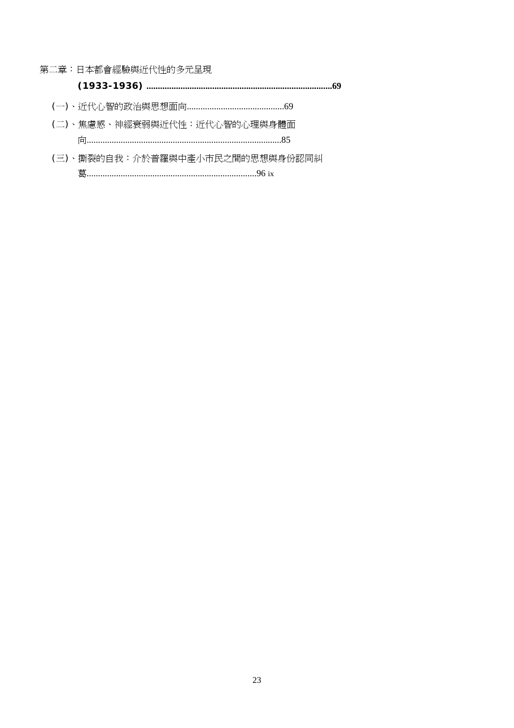第二章：日本都會經驗與近代性的多元呈現 **(1933-1936) ................................................................................69**

(一)、近代心智的政治與思想面向..........................................69

(二)、焦慮感、神經衰弱與近代性：近代心智的心理與身體面向.....................................................................................85

(三)、撕裂的自我：介於普羅與中產小市民之間的思想與身份認同糾葛..........................................................................96 ix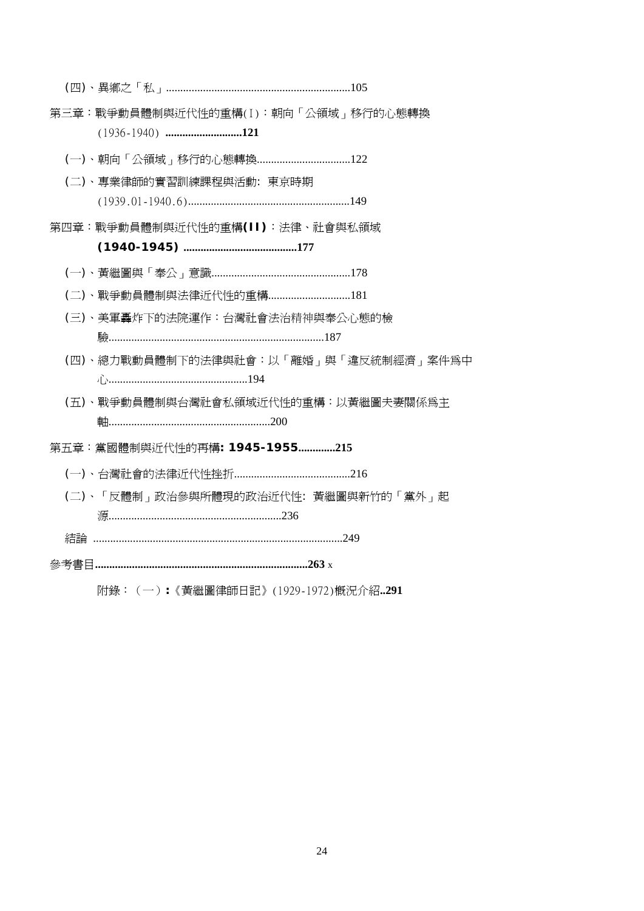(四)、異鄉之「私」................................................................105

第三章：戰爭動員體制與近代性的重構(I)：朝向「公領域」移行的心態轉換 (1936-1940) **...........................121**

(一)、朝向「公領域」移行的心態轉換................................122

(二)、專業律師的實習訓練課程與活動: 東京時期 (1939.01-1940.6)........................................................149

第四章：戰爭動員體制與近代性的重構**(II)**：法律、社會與私領域 **(1940-1945) .......................................177**

(一)、黃繼圖與「奉公」意識................................................178

(二)、戰爭動員體制與法律近代性的重構............................181

(三)、美軍轟炸下的法院運作：台灣社會法治精神與奉公心態的檢驗...........................................................................187

(四)、總力戰動員體制下的法律與社會：以「離婚」與「違反統制經濟」案件爲中心.................................................194

(五)、戰爭動員體制與台灣社會私領域近代性的重構：以黃繼圖夫妻關係為主軸........................................................200

第五章：黨國體制與近代性的再構**: 1945-1955.............215**

(一)、台灣社會的法律近代性挫折.........................................216

(二)、「反體制」政治參與所體現的政治近代性: 黃繼圖與新竹的「黨外」起源............................................................236

結論 .......................................................................................249

參考書目**..........................................................................263** x

附錄：（一）**:**《黃繼圖律師日記》(1929-1972)概況介紹**..291**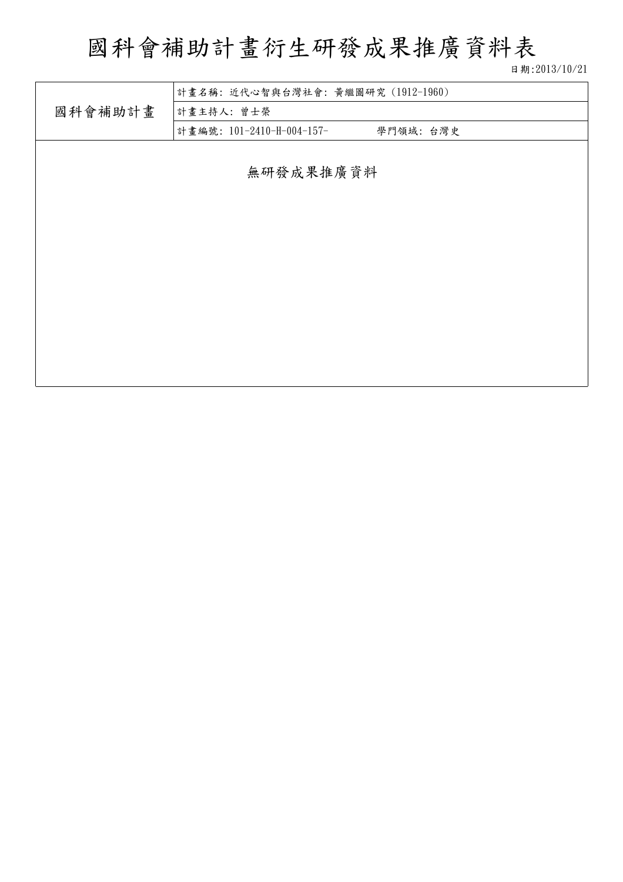# 國科會補助計畫衍生研發成果推廣資料表

日期:2013/10/21

| 國科會補助計畫 | 計畫名稱: 近代心智與台灣社會: 黃繼圖研究(1912-1960) |
| --- | --- |
| | 計畫主持人: 曾士榮 |
| | 計畫編號: 101-2410-H-004-157- 學門領域: 台灣史 |

無研發成果推廣資料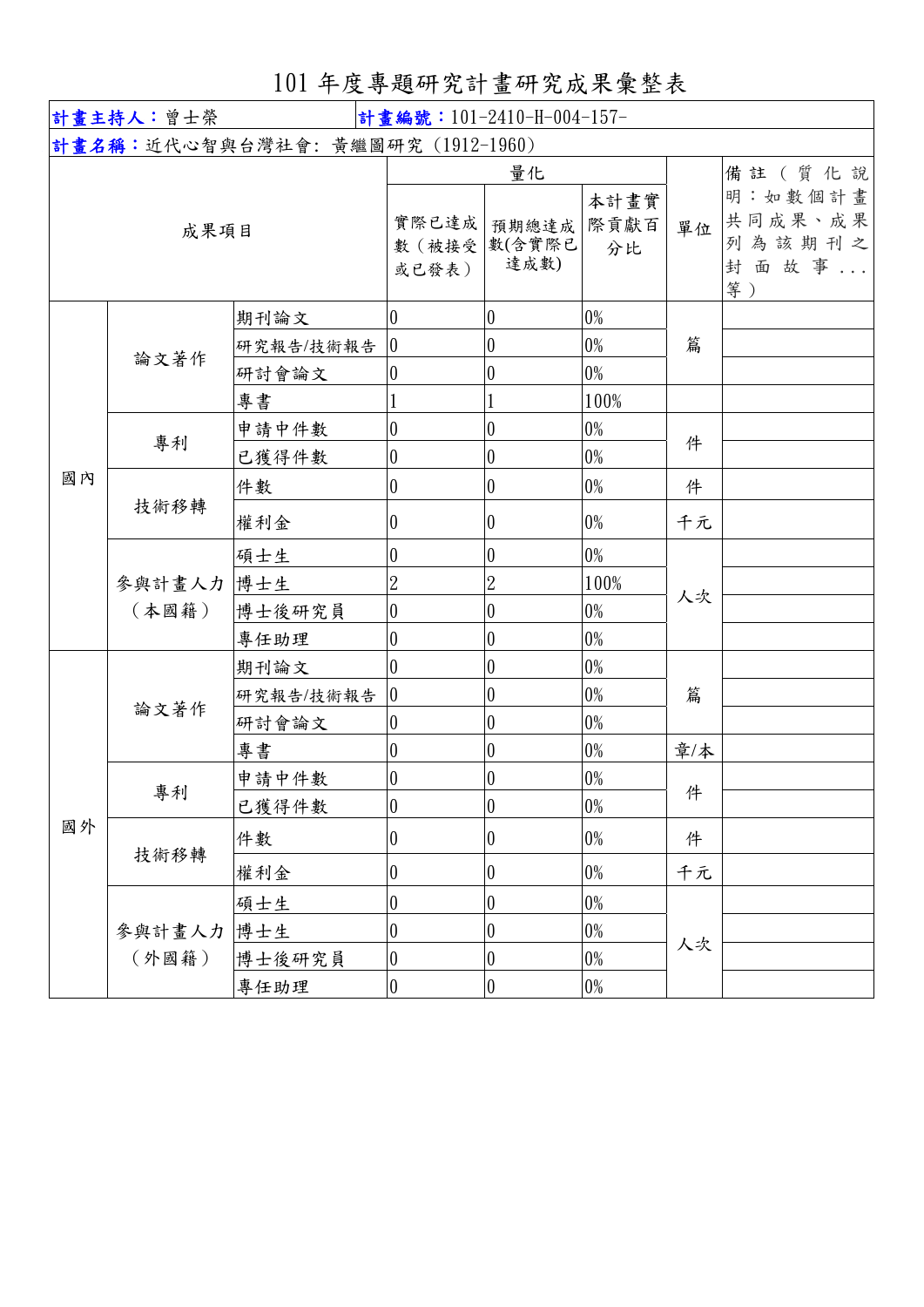# 101 年度專題研究計畫研究成果彙整表

**計畫主持人：**曾士榮 | **計畫編號：**101-2410-H-004-157-

**計畫名稱：**近代心智與台灣社會: 黃繼圖研究 (1912-1960)

| 成果項目 | | | 實際已達成數（被接受或已發表） | 預期總達成數(含實際已達成數) | 本計畫實際貢獻百分比 | 單位 | 備註（質化說明：如數個計畫共同成果、成果列為該期刊之封面故事...等） |
|---|---|---|---|---|---|---|---|
| 國內 | 論文著作 | 期刊論文 | 0 | 0 | 0% | 篇 | |
| | | 研究報告/技術報告 | 0 | 0 | 0% | | |
| | | 研討會論文 | 0 | 0 | 0% | | |
| | | 專書 | 1 | 1 | 100% | | |
| | 專利 | 申請中件數 | 0 | 0 | 0% | 件 | |
| | | 已獲得件數 | 0 | 0 | 0% | | |
| | 技術移轉 | 件數 | 0 | 0 | 0% | 件 | |
| | | 權利金 | 0 | 0 | 0% | 千元 | |
| | 參與計畫人力（本國籍） | 碩士生 | 0 | 0 | 0% | 人次 | |
| | | 博士生 | 2 | 2 | 100% | | |
| | | 博士後研究員 | 0 | 0 | 0% | | |
| | | 專任助理 | 0 | 0 | 0% | | |
| 國外 | 論文著作 | 期刊論文 | 0 | 0 | 0% | 篇 | |
| | | 研究報告/技術報告 | 0 | 0 | 0% | | |
| | | 研討會論文 | 0 | 0 | 0% | | |
| | | 專書 | 0 | 0 | 0% | 章/本 | |
| | 專利 | 申請中件數 | 0 | 0 | 0% | 件 | |
| | | 已獲得件數 | 0 | 0 | 0% | | |
| | 技術移轉 | 件數 | 0 | 0 | 0% | 件 | |
| | | 權利金 | 0 | 0 | 0% | 千元 | |
| | 參與計畫人力（外國籍） | 碩士生 | 0 | 0 | 0% | 人次 | |
| | | 博士生 | 0 | 0 | 0% | | |
| | | 博士後研究員 | 0 | 0 | 0% | | |
| | | 專任助理 | 0 | 0 | 0% | | |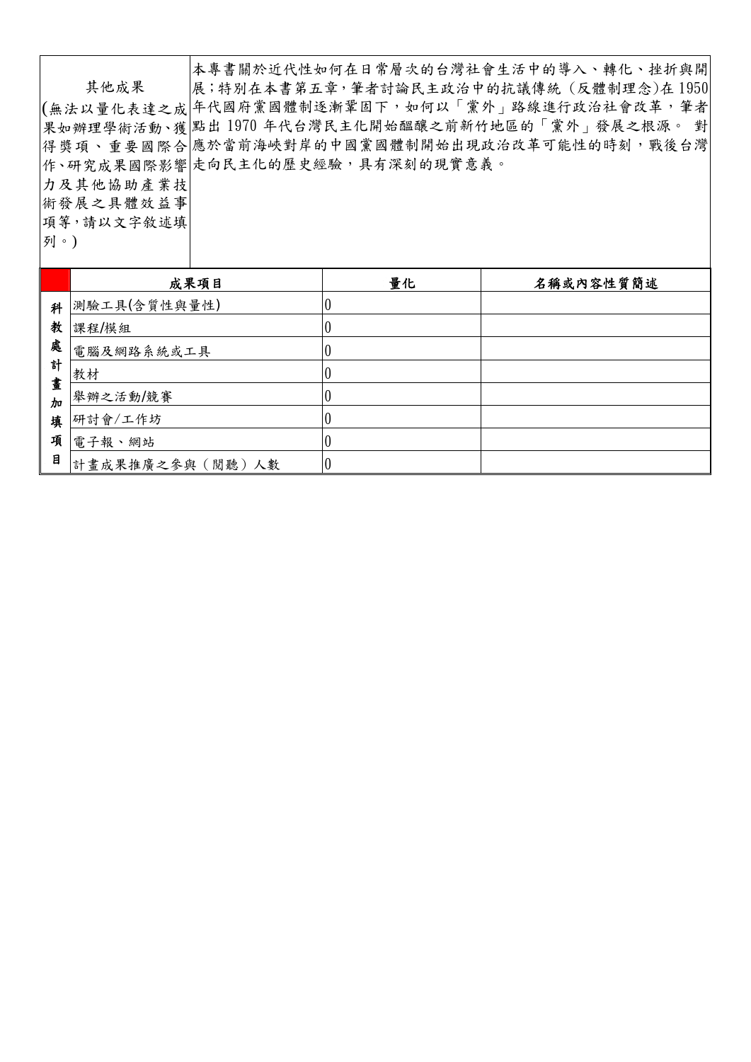| 其他成果<br>(無法以量化表達之成果如辦理學術活動、獲得獎項、重要國際合作、研究成果國際影響力及其他協助產業技術發展之具體效益事項等，請以文字敘述填列。) | 本專書關於近代性如何在日常層次的台灣社會生活中的導入、轉化、挫折與開展；特別在本書第五章，筆者討論民主政治中的抗議傳統（反體制理念)在 1950 年代國府黨國體制逐漸鞏固下，如何以「黨外」路線進行政治社會改革，筆者點出 1970 年代台灣民主化開始醞釀之前新竹地區的「黨外」發展之根源。 對應於當前海峽對岸的中國黨國體制開始出現政治改革可能性的時刻，戰後台灣走向民主化的歷史經驗，具有深刻的現實意義。 |
|---|---|

| | 成果項目 | 量化 | 名稱或內容性質簡述 |
|---|---|---|---|
| 科教處計畫加填項目 | 測驗工具(含質性與量性) | 0 | |
| | 課程/模組 | 0 | |
| | 電腦及網路系統或工具 | 0 | |
| | 教材 | 0 | |
| | 舉辦之活動/競賽 | 0 | |
| | 研討會/工作坊 | 0 | |
| | 電子報、網站 | 0 | |
| | 計畫成果推廣之參與（閱聽）人數 | 0 | |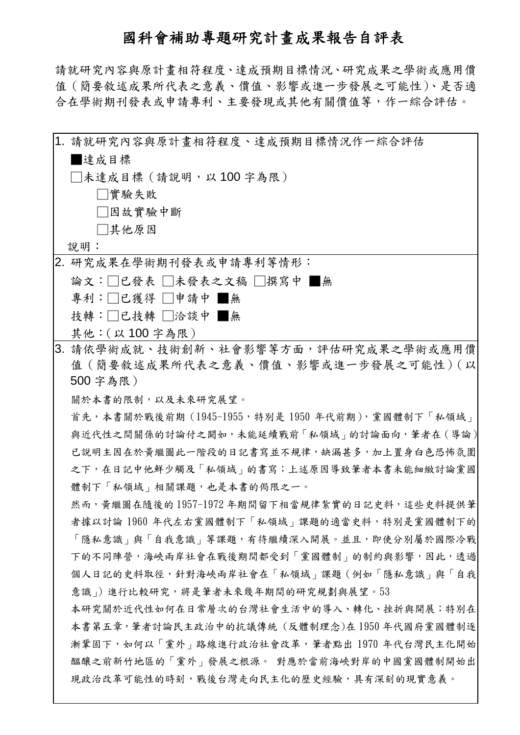# 國科會補助專題研究計畫成果報告自評表

請就研究內容與原計畫相符程度、達成預期目標情況、研究成果之學術或應用價值（簡要敘述成果所代表之意義、價值、影響或進一步發展之可能性）、是否適合在學術期刊發表或申請專利、主要發現或其他有關價值等，作一綜合評估。

1. 請就研究內容與原計畫相符程度、達成預期目標情況作一綜合評估

■達成目標

□未達成目標（請說明，以 100 字為限）

□實驗失敗

□因故實驗中斷

□其他原因

說明：

2. 研究成果在學術期刊發表或申請專利等情形：

論文：□已發表 □未發表之文稿 □撰寫中 ■無

專利：□已獲得 □申請中 ■無

技轉：□已技轉 □洽談中 ■無

其他：(以 100 字為限)

3. 請依學術成就、技術創新、社會影響等方面，評估研究成果之學術或應用價值（簡要敘述成果所代表之意義、價值、影響或進一步發展之可能性）(以 500 字為限)

關於本書的限制，以及未來研究展望。

首先，本書關於戰後前期（1945-1955，特別是 1950 年代前期），黨國體制下「私領域」與近代性之間關係的討論付之闕如，未能延續戰前「私領域」的討論面向，筆者在〈導論〉已說明主因在於黃繼圖此一階段的日記書寫並不規律，缺漏甚多，加上置身白色恐怖氛圍之下，在日記中他鮮少觸及「私領域」的書寫；上述原因導致筆者本書未能細緻討論黨國體制下「私領域」相關課題，也是本書的侷限之一。

然而，黃繼圖在隨後的 1957-1972 年期間留下相當規律紮實的日記史料，這些史料提供筆者據以討論 1960 年代左右黨國體制下「私領域」課題的適當史料，特別是黨國體制下的「隱私意識」與「自我意識」等課題，有待繼續深入開展。並且，即使分別屬於國際冷戰下的不同陣營，海峽兩岸社會在戰後期間都受到「黨國體制」的制約與影響，因此，透過個人日記的史料取徑，針對海峽兩岸社會在「私領域」課題（例如「隱私意識」與「自我意識」）進行比較研究，將是筆者未來幾年期間的研究規劃與展望。53

本研究關於近代性如何在日常層次的台灣社會生活中的導入、轉化、挫折與開展；特別在本書第五章，筆者討論民主政治中的抗議傳統（反體制理念）在 1950 年代國府黨國體制逐漸鞏固下，如何以「黨外」路線進行政治社會改革，筆者點出 1970 年代台灣民主化開始醞釀之前新竹地區的「黨外」發展之根源。 對應於當前海峽對岸的中國黨國體制開始出現政治改革可能性的時刻，戰後台灣走向民主化的歷史經驗，具有深刻的現實意義。